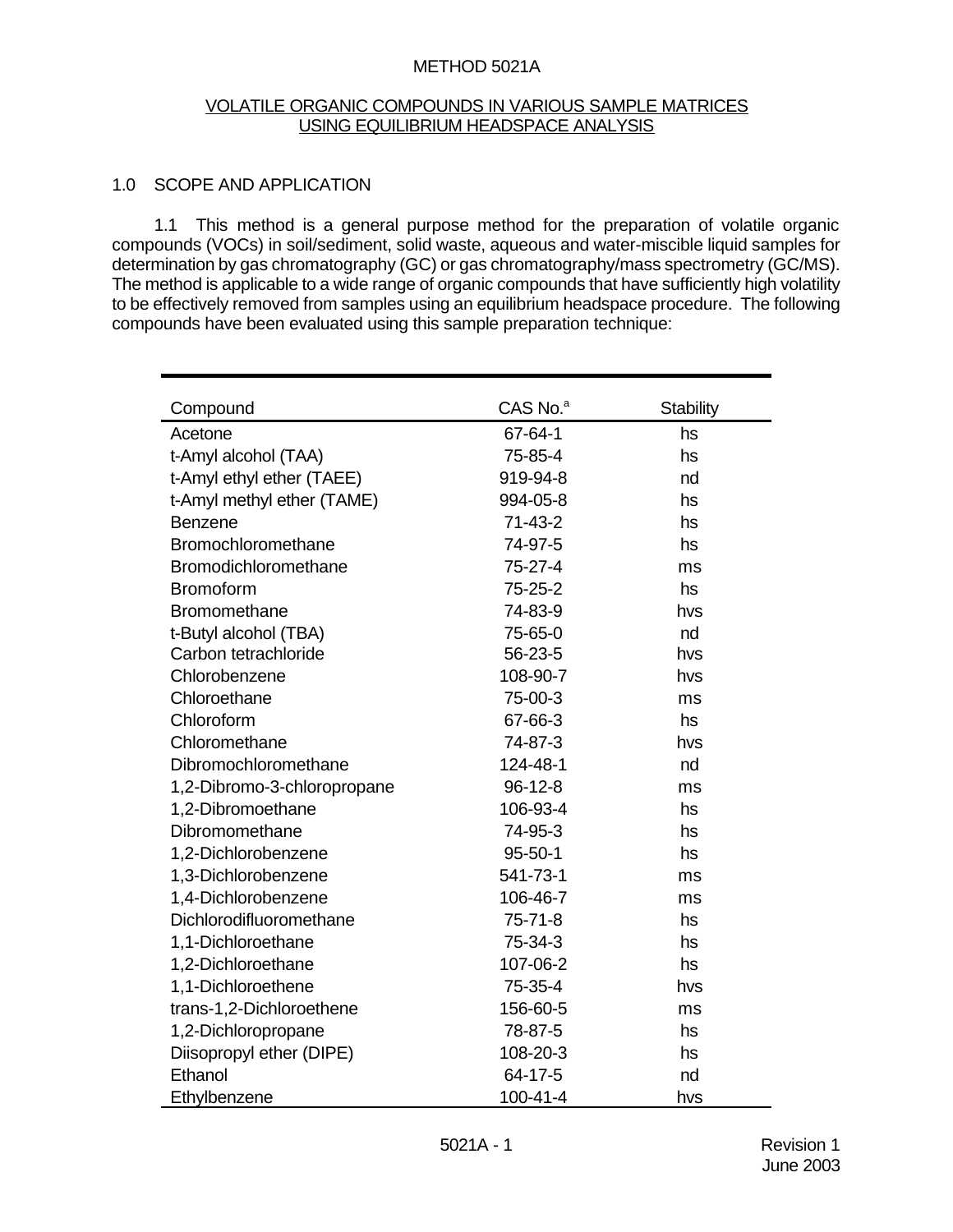# METHOD 5021A

## VOLATILE ORGANIC COMPOUNDS IN VARIOUS SAMPLE MATRICES USING EQUILIBRIUM HEADSPACE ANALYSIS

### 1.0 SCOPE AND APPLICATION

1.1 This method is a general purpose method for the preparation of volatile organic compounds (VOCs) in soil/sediment, solid waste, aqueous and water-miscible liquid samples for determination by gas chromatography (GC) or gas chromatography/mass spectrometry (GC/MS). The method is applicable to a wide range of organic compounds that have sufficiently high volatility to be effectively removed from samples using an equilibrium headspace procedure. The following compounds have been evaluated using this sample preparation technique:

| Compound | CAS No.[a] | Stability |
|---|---|---|
| Acetone | 67-64-1 | hs |
| t-Amyl alcohol (TAA) | 75-85-4 | hs |
| t-Amyl ethyl ether (TAEE) | 919-94-8 | nd |
| t-Amyl methyl ether (TAME) | 994-05-8 | hs |
| Benzene | 71-43-2 | hs |
| Bromochloromethane | 74-97-5 | hs |
| Bromodichloromethane | 75-27-4 | ms |
| Bromoform | 75-25-2 | hs |
| Bromomethane | 74-83-9 | hvs |
| t-Butyl alcohol (TBA) | 75-65-0 | nd |
| Carbon tetrachloride | 56-23-5 | hvs |
| Chlorobenzene | 108-90-7 | hvs |
| Chloroethane | 75-00-3 | ms |
| Chloroform | 67-66-3 | hs |
| Chloromethane | 74-87-3 | hvs |
| Dibromochloromethane | 124-48-1 | nd |
| 1,2-Dibromo-3-chloropropane | 96-12-8 | ms |
| 1,2-Dibromoethane | 106-93-4 | hs |
| Dibromomethane | 74-95-3 | hs |
| 1,2-Dichlorobenzene | 95-50-1 | hs |
| 1,3-Dichlorobenzene | 541-73-1 | ms |
| 1,4-Dichlorobenzene | 106-46-7 | ms |
| Dichlorodifluoromethane | 75-71-8 | hs |
| 1,1-Dichloroethane | 75-34-3 | hs |
| 1,2-Dichloroethane | 107-06-2 | hs |
| 1,1-Dichloroethene | 75-35-4 | hvs |
| trans-1,2-Dichloroethene | 156-60-5 | ms |
| 1,2-Dichloropropane | 78-87-5 | hs |
| Diisopropyl ether (DIPE) | 108-20-3 | hs |
| Ethanol | 64-17-5 | nd |
| Ethylbenzene | 100-41-4 | hvs |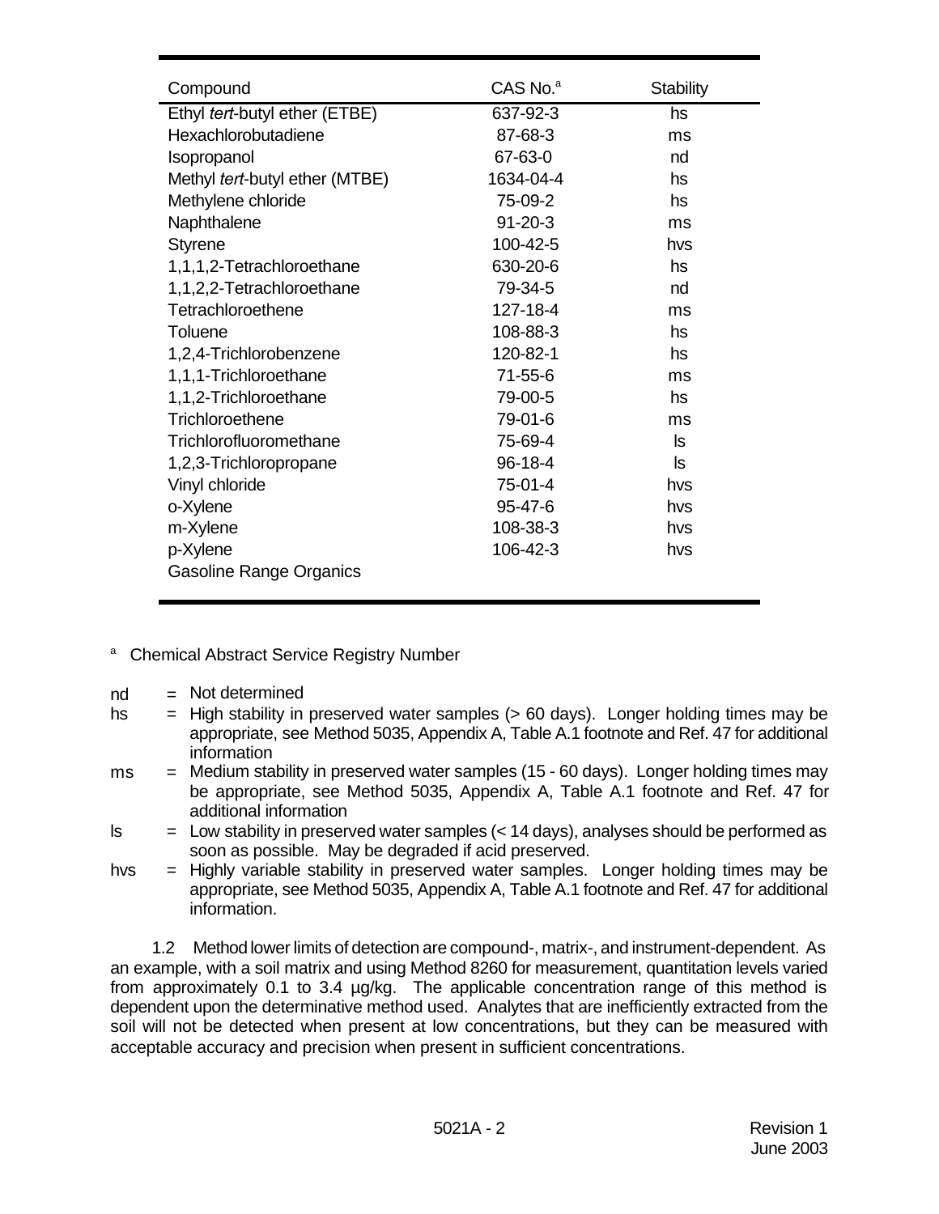| Compound | CAS No.[a] | Stability |
|---|---|---|
| Ethyl *tert*-butyl ether (ETBE) | 637-92-3 | hs |
| Hexachlorobutadiene | 87-68-3 | ms |
| Isopropanol | 67-63-0 | nd |
| Methyl *tert*-butyl ether (MTBE) | 1634-04-4 | hs |
| Methylene chloride | 75-09-2 | hs |
| Naphthalene | 91-20-3 | ms |
| Styrene | 100-42-5 | hvs |
| 1,1,1,2-Tetrachloroethane | 630-20-6 | hs |
| 1,1,2,2-Tetrachloroethane | 79-34-5 | nd |
| Tetrachloroethene | 127-18-4 | ms |
| Toluene | 108-88-3 | hs |
| 1,2,4-Trichlorobenzene | 120-82-1 | hs |
| 1,1,1-Trichloroethane | 71-55-6 | ms |
| 1,1,2-Trichloroethane | 79-00-5 | hs |
| Trichloroethene | 79-01-6 | ms |
| Trichlorofluoromethane | 75-69-4 | ls |
| 1,2,3-Trichloropropane | 96-18-4 | ls |
| Vinyl chloride | 75-01-4 | hvs |
| o-Xylene | 95-47-6 | hvs |
| m-Xylene | 108-38-3 | hvs |
| p-Xylene | 106-42-3 | hvs |
| Gasoline Range Organics | | |

[a] Chemical Abstract Service Registry Number

nd = Not determined

hs = High stability in preserved water samples (> 60 days). Longer holding times may be appropriate, see Method 5035, Appendix A, Table A.1 footnote and Ref. 47 for additional information

ms = Medium stability in preserved water samples (15 - 60 days). Longer holding times may be appropriate, see Method 5035, Appendix A, Table A.1 footnote and Ref. 47 for additional information

ls = Low stability in preserved water samples (< 14 days), analyses should be performed as soon as possible. May be degraded if acid preserved.

hvs = Highly variable stability in preserved water samples. Longer holding times may be appropriate, see Method 5035, Appendix A, Table A.1 footnote and Ref. 47 for additional information.

1.2 Method lower limits of detection are compound-, matrix-, and instrument-dependent. As an example, with a soil matrix and using Method 8260 for measurement, quantitation levels varied from approximately 0.1 to 3.4 µg/kg. The applicable concentration range of this method is dependent upon the determinative method used. Analytes that are inefficiently extracted from the soil will not be detected when present at low concentrations, but they can be measured with acceptable accuracy and precision when present in sufficient concentrations.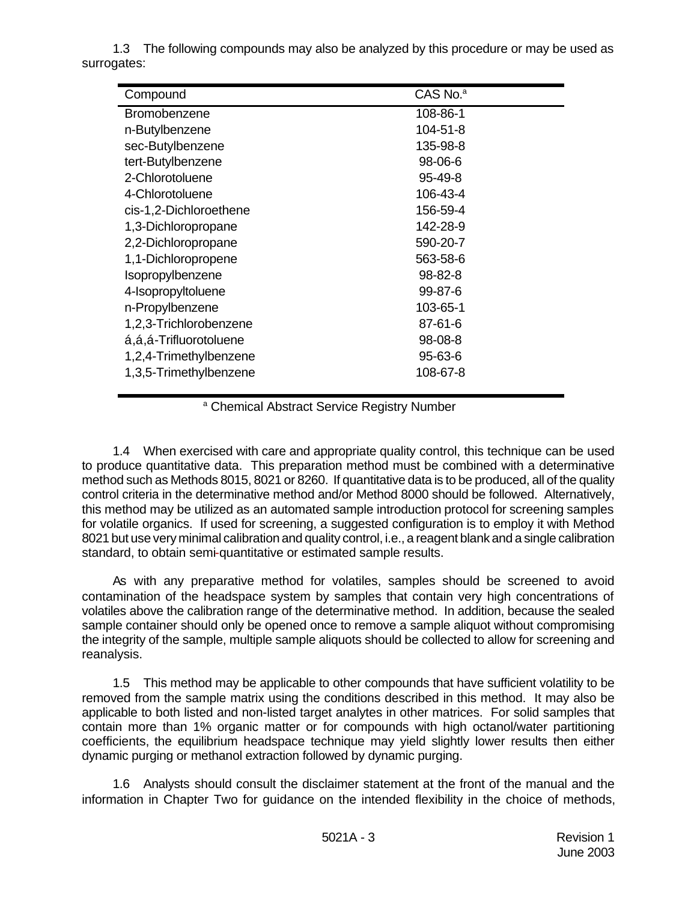1.3 The following compounds may also be analyzed by this procedure or may be used as surrogates:

| Compound | CAS No.[a] |
|---|---|
| Bromobenzene | 108-86-1 |
| n-Butylbenzene | 104-51-8 |
| sec-Butylbenzene | 135-98-8 |
| tert-Butylbenzene | 98-06-6 |
| 2-Chlorotoluene | 95-49-8 |
| 4-Chlorotoluene | 106-43-4 |
| cis-1,2-Dichloroethene | 156-59-4 |
| 1,3-Dichloropropane | 142-28-9 |
| 2,2-Dichloropropane | 590-20-7 |
| 1,1-Dichloropropene | 563-58-6 |
| Isopropylbenzene | 98-82-8 |
| 4-Isopropyltoluene | 99-87-6 |
| n-Propylbenzene | 103-65-1 |
| 1,2,3-Trichlorobenzene | 87-61-6 |
| á,á,á-Trifluorotoluene | 98-08-8 |
| 1,2,4-Trimethylbenzene | 95-63-6 |
| 1,3,5-Trimethylbenzene | 108-67-8 |

[a] Chemical Abstract Service Registry Number

1.4 When exercised with care and appropriate quality control, this technique can be used to produce quantitative data. This preparation method must be combined with a determinative method such as Methods 8015, 8021 or 8260. If quantitative data is to be produced, all of the quality control criteria in the determinative method and/or Method 8000 should be followed. Alternatively, this method may be utilized as an automated sample introduction protocol for screening samples for volatile organics. If used for screening, a suggested configuration is to employ it with Method 8021 but use very minimal calibration and quality control, i.e., a reagent blank and a single calibration standard, to obtain semi-quantitative or estimated sample results.

As with any preparative method for volatiles, samples should be screened to avoid contamination of the headspace system by samples that contain very high concentrations of volatiles above the calibration range of the determinative method. In addition, because the sealed sample container should only be opened once to remove a sample aliquot without compromising the integrity of the sample, multiple sample aliquots should be collected to allow for screening and reanalysis.

1.5 This method may be applicable to other compounds that have sufficient volatility to be removed from the sample matrix using the conditions described in this method. It may also be applicable to both listed and non-listed target analytes in other matrices. For solid samples that contain more than 1% organic matter or for compounds with high octanol/water partitioning coefficients, the equilibrium headspace technique may yield slightly lower results then either dynamic purging or methanol extraction followed by dynamic purging.

1.6 Analysts should consult the disclaimer statement at the front of the manual and the information in Chapter Two for guidance on the intended flexibility in the choice of methods,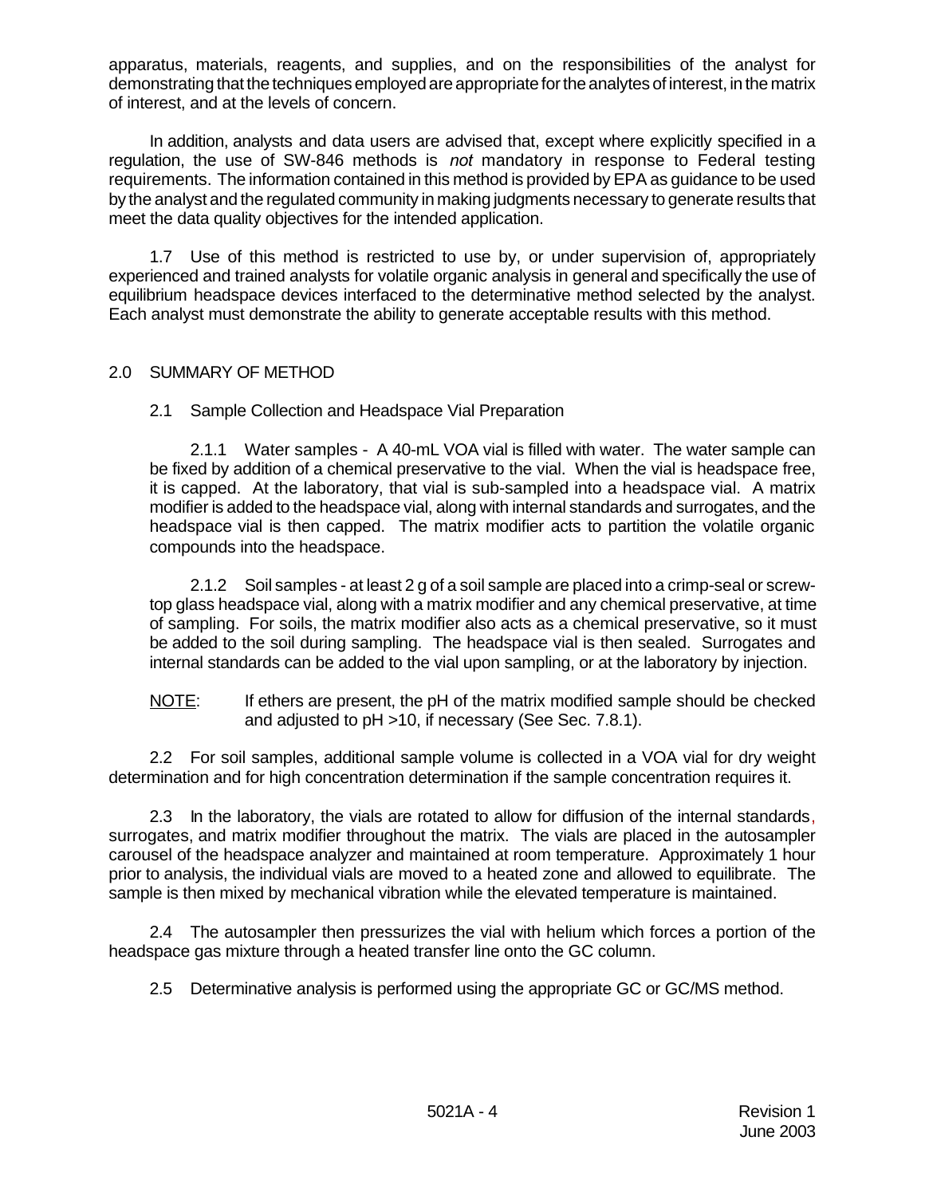apparatus, materials, reagents, and supplies, and on the responsibilities of the analyst for demonstrating that the techniques employed are appropriate for the analytes of interest, in the matrix of interest, and at the levels of concern.

In addition, analysts and data users are advised that, except where explicitly specified in a regulation, the use of SW-846 methods is *not* mandatory in response to Federal testing requirements. The information contained in this method is provided by EPA as guidance to be used by the analyst and the regulated community in making judgments necessary to generate results that meet the data quality objectives for the intended application.

1.7 Use of this method is restricted to use by, or under supervision of, appropriately experienced and trained analysts for volatile organic analysis in general and specifically the use of equilibrium headspace devices interfaced to the determinative method selected by the analyst. Each analyst must demonstrate the ability to generate acceptable results with this method.

## 2.0 SUMMARY OF METHOD

### 2.1 Sample Collection and Headspace Vial Preparation

2.1.1 Water samples - A 40-mL VOA vial is filled with water. The water sample can be fixed by addition of a chemical preservative to the vial. When the vial is headspace free, it is capped. At the laboratory, that vial is sub-sampled into a headspace vial. A matrix modifier is added to the headspace vial, along with internal standards and surrogates, and the headspace vial is then capped. The matrix modifier acts to partition the volatile organic compounds into the headspace.

2.1.2 Soil samples - at least 2 g of a soil sample are placed into a crimp-seal or screw-top glass headspace vial, along with a matrix modifier and any chemical preservative, at time of sampling. For soils, the matrix modifier also acts as a chemical preservative, so it must be added to the soil during sampling. The headspace vial is then sealed. Surrogates and internal standards can be added to the vial upon sampling, or at the laboratory by injection.

NOTE: If ethers are present, the pH of the matrix modified sample should be checked and adjusted to pH >10, if necessary (See Sec. 7.8.1).

2.2 For soil samples, additional sample volume is collected in a VOA vial for dry weight determination and for high concentration determination if the sample concentration requires it.

2.3 In the laboratory, the vials are rotated to allow for diffusion of the internal standards, surrogates, and matrix modifier throughout the matrix. The vials are placed in the autosampler carousel of the headspace analyzer and maintained at room temperature. Approximately 1 hour prior to analysis, the individual vials are moved to a heated zone and allowed to equilibrate. The sample is then mixed by mechanical vibration while the elevated temperature is maintained.

2.4 The autosampler then pressurizes the vial with helium which forces a portion of the headspace gas mixture through a heated transfer line onto the GC column.

2.5 Determinative analysis is performed using the appropriate GC or GC/MS method.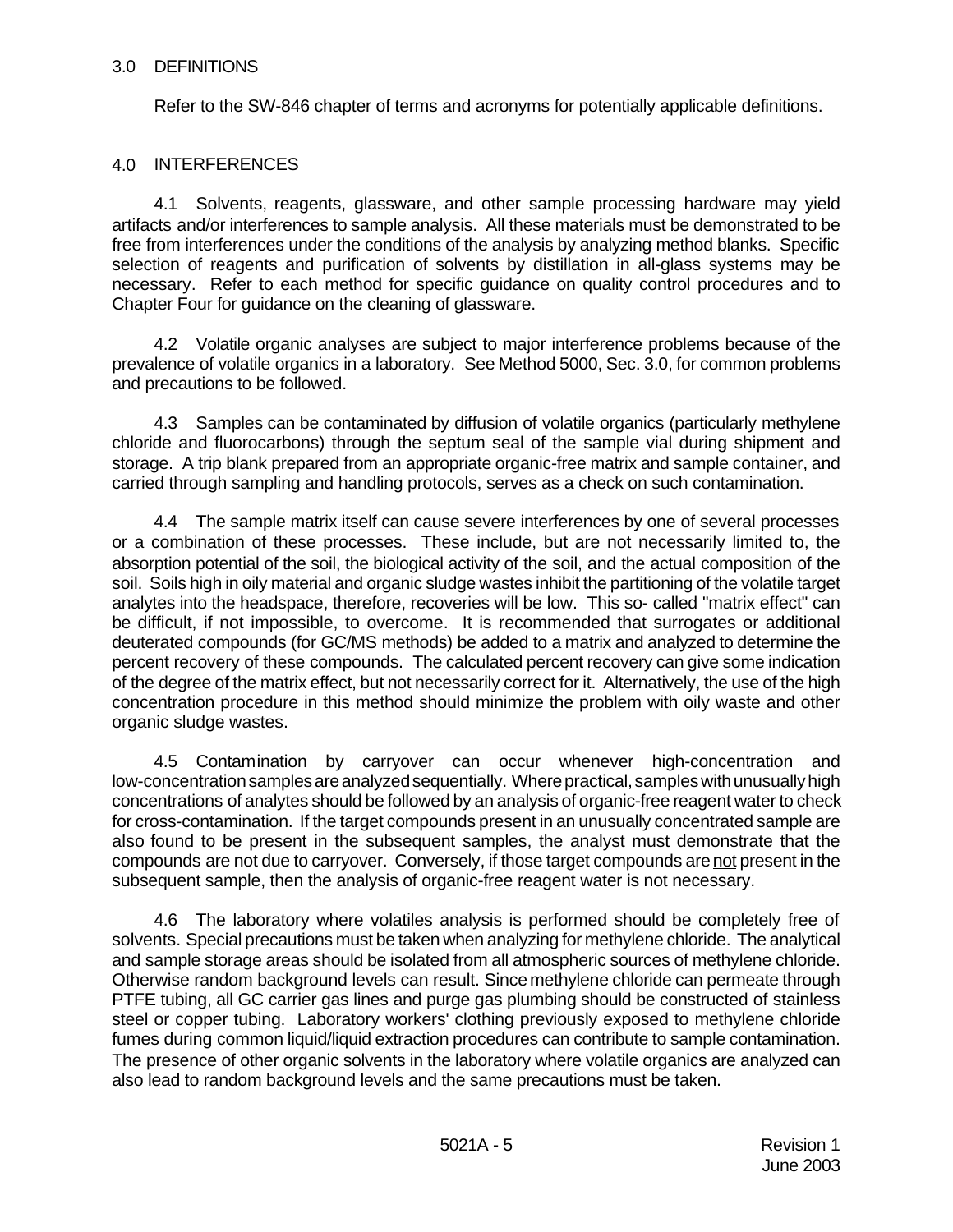## 3.0 DEFINITIONS

Refer to the SW-846 chapter of terms and acronyms for potentially applicable definitions.

## 4.0 INTERFERENCES

4.1 Solvents, reagents, glassware, and other sample processing hardware may yield artifacts and/or interferences to sample analysis. All these materials must be demonstrated to be free from interferences under the conditions of the analysis by analyzing method blanks. Specific selection of reagents and purification of solvents by distillation in all-glass systems may be necessary. Refer to each method for specific guidance on quality control procedures and to Chapter Four for guidance on the cleaning of glassware.

4.2 Volatile organic analyses are subject to major interference problems because of the prevalence of volatile organics in a laboratory. See Method 5000, Sec. 3.0, for common problems and precautions to be followed.

4.3 Samples can be contaminated by diffusion of volatile organics (particularly methylene chloride and fluorocarbons) through the septum seal of the sample vial during shipment and storage. A trip blank prepared from an appropriate organic-free matrix and sample container, and carried through sampling and handling protocols, serves as a check on such contamination.

4.4 The sample matrix itself can cause severe interferences by one of several processes or a combination of these processes. These include, but are not necessarily limited to, the absorption potential of the soil, the biological activity of the soil, and the actual composition of the soil. Soils high in oily material and organic sludge wastes inhibit the partitioning of the volatile target analytes into the headspace, therefore, recoveries will be low. This so- called "matrix effect" can be difficult, if not impossible, to overcome. It is recommended that surrogates or additional deuterated compounds (for GC/MS methods) be added to a matrix and analyzed to determine the percent recovery of these compounds. The calculated percent recovery can give some indication of the degree of the matrix effect, but not necessarily correct for it. Alternatively, the use of the high concentration procedure in this method should minimize the problem with oily waste and other organic sludge wastes.

4.5 Contamination by carryover can occur whenever high-concentration and low-concentration samples are analyzed sequentially. Where practical, samples with unusually high concentrations of analytes should be followed by an analysis of organic-free reagent water to check for cross-contamination. If the target compounds present in an unusually concentrated sample are also found to be present in the subsequent samples, the analyst must demonstrate that the compounds are not due to carryover. Conversely, if those target compounds are not present in the subsequent sample, then the analysis of organic-free reagent water is not necessary.

4.6 The laboratory where volatiles analysis is performed should be completely free of solvents. Special precautions must be taken when analyzing for methylene chloride. The analytical and sample storage areas should be isolated from all atmospheric sources of methylene chloride. Otherwise random background levels can result. Since methylene chloride can permeate through PTFE tubing, all GC carrier gas lines and purge gas plumbing should be constructed of stainless steel or copper tubing. Laboratory workers' clothing previously exposed to methylene chloride fumes during common liquid/liquid extraction procedures can contribute to sample contamination. The presence of other organic solvents in the laboratory where volatile organics are analyzed can also lead to random background levels and the same precautions must be taken.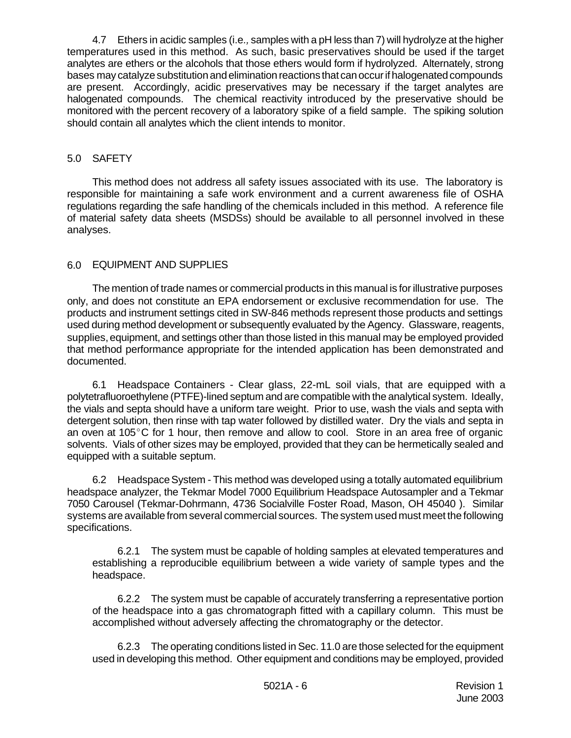4.7 Ethers in acidic samples (i.e., samples with a pH less than 7) will hydrolyze at the higher temperatures used in this method. As such, basic preservatives should be used if the target analytes are ethers or the alcohols that those ethers would form if hydrolyzed. Alternately, strong bases may catalyze substitution and elimination reactions that can occur if halogenated compounds are present. Accordingly, acidic preservatives may be necessary if the target analytes are halogenated compounds. The chemical reactivity introduced by the preservative should be monitored with the percent recovery of a laboratory spike of a field sample. The spiking solution should contain all analytes which the client intends to monitor.

## 5.0 SAFETY

This method does not address all safety issues associated with its use. The laboratory is responsible for maintaining a safe work environment and a current awareness file of OSHA regulations regarding the safe handling of the chemicals included in this method. A reference file of material safety data sheets (MSDSs) should be available to all personnel involved in these analyses.

## 6.0 EQUIPMENT AND SUPPLIES

The mention of trade names or commercial products in this manual is for illustrative purposes only, and does not constitute an EPA endorsement or exclusive recommendation for use. The products and instrument settings cited in SW-846 methods represent those products and settings used during method development or subsequently evaluated by the Agency. Glassware, reagents, supplies, equipment, and settings other than those listed in this manual may be employed provided that method performance appropriate for the intended application has been demonstrated and documented.

6.1 Headspace Containers - Clear glass, 22-mL soil vials, that are equipped with a polytetrafluoroethylene (PTFE)-lined septum and are compatible with the analytical system. Ideally, the vials and septa should have a uniform tare weight. Prior to use, wash the vials and septa with detergent solution, then rinse with tap water followed by distilled water. Dry the vials and septa in an oven at 105°C for 1 hour, then remove and allow to cool. Store in an area free of organic solvents. Vials of other sizes may be employed, provided that they can be hermetically sealed and equipped with a suitable septum.

6.2 Headspace System - This method was developed using a totally automated equilibrium headspace analyzer, the Tekmar Model 7000 Equilibrium Headspace Autosampler and a Tekmar 7050 Carousel (Tekmar-Dohrmann, 4736 Socialville Foster Road, Mason, OH 45040 ). Similar systems are available from several commercial sources. The system used must meet the following specifications.

6.2.1 The system must be capable of holding samples at elevated temperatures and establishing a reproducible equilibrium between a wide variety of sample types and the headspace.

6.2.2 The system must be capable of accurately transferring a representative portion of the headspace into a gas chromatograph fitted with a capillary column. This must be accomplished without adversely affecting the chromatography or the detector.

6.2.3 The operating conditions listed in Sec. 11.0 are those selected for the equipment used in developing this method. Other equipment and conditions may be employed, provided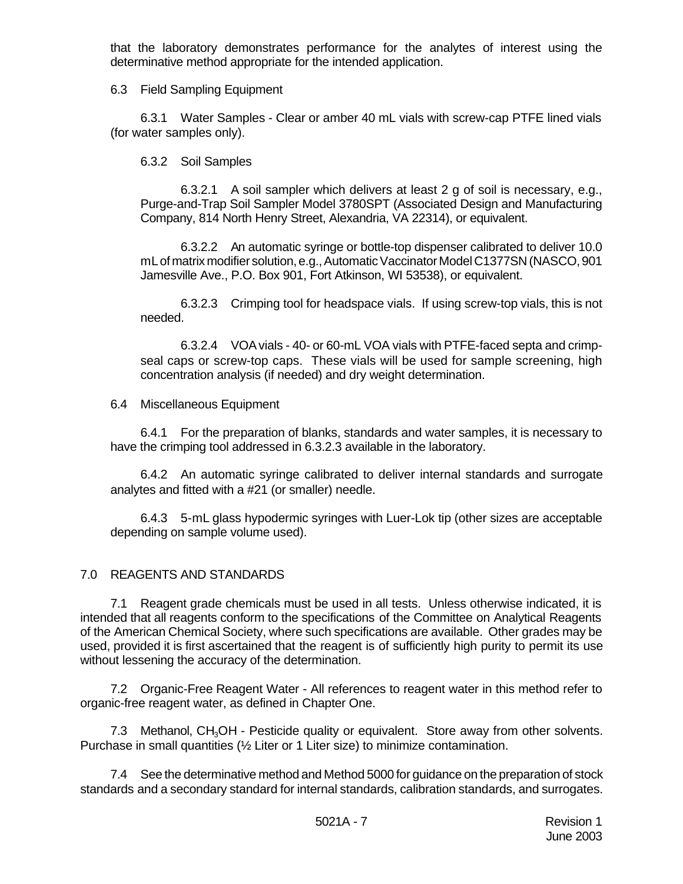that the laboratory demonstrates performance for the analytes of interest using the determinative method appropriate for the intended application.

6.3 Field Sampling Equipment

6.3.1 Water Samples - Clear or amber 40 mL vials with screw-cap PTFE lined vials (for water samples only).

6.3.2 Soil Samples

6.3.2.1 A soil sampler which delivers at least 2 g of soil is necessary, e.g., Purge-and-Trap Soil Sampler Model 3780SPT (Associated Design and Manufacturing Company, 814 North Henry Street, Alexandria, VA 22314), or equivalent.

6.3.2.2 An automatic syringe or bottle-top dispenser calibrated to deliver 10.0 mL of matrix modifier solution, e.g., Automatic Vaccinator Model C1377SN (NASCO, 901 Jamesville Ave., P.O. Box 901, Fort Atkinson, WI 53538), or equivalent.

6.3.2.3 Crimping tool for headspace vials. If using screw-top vials, this is not needed.

6.3.2.4 VOA vials - 40- or 60-mL VOA vials with PTFE-faced septa and crimp-seal caps or screw-top caps. These vials will be used for sample screening, high concentration analysis (if needed) and dry weight determination.

6.4 Miscellaneous Equipment

6.4.1 For the preparation of blanks, standards and water samples, it is necessary to have the crimping tool addressed in 6.3.2.3 available in the laboratory.

6.4.2 An automatic syringe calibrated to deliver internal standards and surrogate analytes and fitted with a #21 (or smaller) needle.

6.4.3 5-mL glass hypodermic syringes with Luer-Lok tip (other sizes are acceptable depending on sample volume used).

## 7.0 REAGENTS AND STANDARDS

7.1 Reagent grade chemicals must be used in all tests. Unless otherwise indicated, it is intended that all reagents conform to the specifications of the Committee on Analytical Reagents of the American Chemical Society, where such specifications are available. Other grades may be used, provided it is first ascertained that the reagent is of sufficiently high purity to permit its use without lessening the accuracy of the determination.

7.2 Organic-Free Reagent Water - All references to reagent water in this method refer to organic-free reagent water, as defined in Chapter One.

7.3 Methanol, $CH_3OH$ - Pesticide quality or equivalent. Store away from other solvents. Purchase in small quantities (½ Liter or 1 Liter size) to minimize contamination.

7.4 See the determinative method and Method 5000 for guidance on the preparation of stock standards and a secondary standard for internal standards, calibration standards, and surrogates.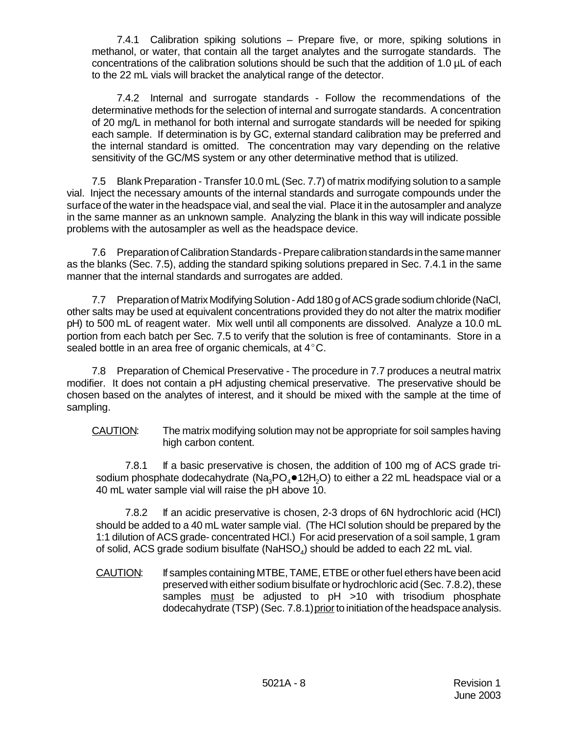7.4.1 Calibration spiking solutions – Prepare five, or more, spiking solutions in methanol, or water, that contain all the target analytes and the surrogate standards. The concentrations of the calibration solutions should be such that the addition of 1.0 µL of each to the 22 mL vials will bracket the analytical range of the detector.

7.4.2 Internal and surrogate standards - Follow the recommendations of the determinative methods for the selection of internal and surrogate standards. A concentration of 20 mg/L in methanol for both internal and surrogate standards will be needed for spiking each sample. If determination is by GC, external standard calibration may be preferred and the internal standard is omitted. The concentration may vary depending on the relative sensitivity of the GC/MS system or any other determinative method that is utilized.

7.5 Blank Preparation - Transfer 10.0 mL (Sec. 7.7) of matrix modifying solution to a sample vial. Inject the necessary amounts of the internal standards and surrogate compounds under the surface of the water in the headspace vial, and seal the vial. Place it in the autosampler and analyze in the same manner as an unknown sample. Analyzing the blank in this way will indicate possible problems with the autosampler as well as the headspace device.

7.6 Preparation of Calibration Standards - Prepare calibration standards in the same manner as the blanks (Sec. 7.5), adding the standard spiking solutions prepared in Sec. 7.4.1 in the same manner that the internal standards and surrogates are added.

7.7 Preparation of Matrix Modifying Solution - Add 180 g of ACS grade sodium chloride (NaCl, other salts may be used at equivalent concentrations provided they do not alter the matrix modifier pH) to 500 mL of reagent water. Mix well until all components are dissolved. Analyze a 10.0 mL portion from each batch per Sec. 7.5 to verify that the solution is free of contaminants. Store in a sealed bottle in an area free of organic chemicals, at 4°C.

7.8 Preparation of Chemical Preservative - The procedure in 7.7 produces a neutral matrix modifier. It does not contain a pH adjusting chemical preservative. The preservative should be chosen based on the analytes of interest, and it should be mixed with the sample at the time of sampling.

CAUTION: The matrix modifying solution may not be appropriate for soil samples having high carbon content.

7.8.1 If a basic preservative is chosen, the addition of 100 mg of ACS grade tri-sodium phosphate dodecahydrate ($Na_3PO_4 \bullet 12H_2O$) to either a 22 mL headspace vial or a 40 mL water sample vial will raise the pH above 10.

7.8.2 If an acidic preservative is chosen, 2-3 drops of 6N hydrochloric acid (HCl) should be added to a 40 mL water sample vial. (The HCl solution should be prepared by the 1:1 dilution of ACS grade- concentrated HCl.) For acid preservation of a soil sample, 1 gram of solid, ACS grade sodium bisulfate ($NaHSO_4$) should be added to each 22 mL vial.

CAUTION: If samples containing MTBE, TAME, ETBE or other fuel ethers have been acid preserved with either sodium bisulfate or hydrochloric acid (Sec. 7.8.2), these samples must be adjusted to pH >10 with trisodium phosphate dodecahydrate (TSP) (Sec. 7.8.1) prior to initiation of the headspace analysis.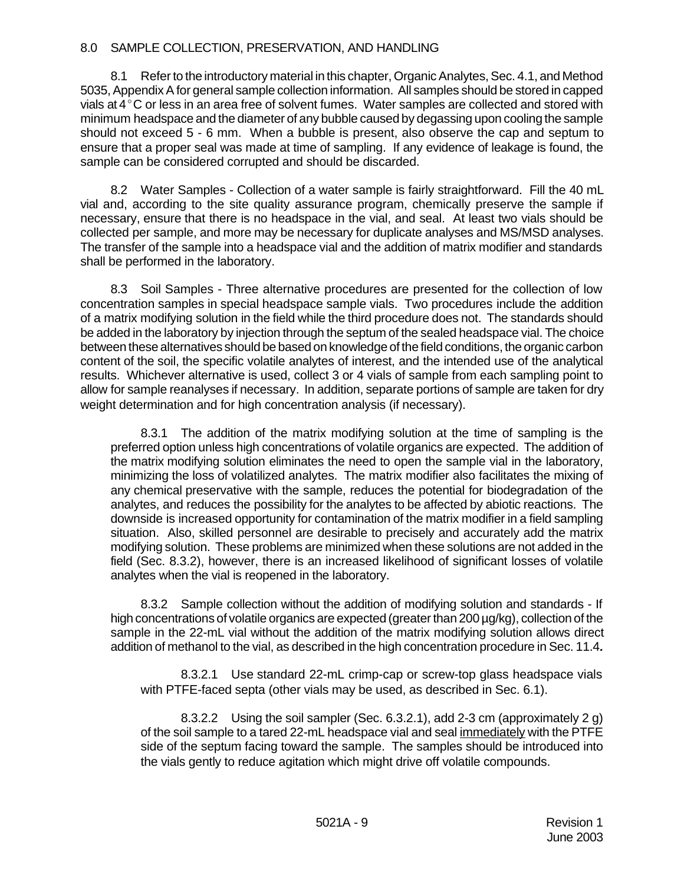## 8.0 SAMPLE COLLECTION, PRESERVATION, AND HANDLING

8.1 Refer to the introductory material in this chapter, Organic Analytes, Sec. 4.1, and Method 5035, Appendix A for general sample collection information. All samples should be stored in capped vials at 4°C or less in an area free of solvent fumes. Water samples are collected and stored with minimum headspace and the diameter of any bubble caused by degassing upon cooling the sample should not exceed 5 - 6 mm. When a bubble is present, also observe the cap and septum to ensure that a proper seal was made at time of sampling. If any evidence of leakage is found, the sample can be considered corrupted and should be discarded.

8.2 Water Samples - Collection of a water sample is fairly straightforward. Fill the 40 mL vial and, according to the site quality assurance program, chemically preserve the sample if necessary, ensure that there is no headspace in the vial, and seal. At least two vials should be collected per sample, and more may be necessary for duplicate analyses and MS/MSD analyses. The transfer of the sample into a headspace vial and the addition of matrix modifier and standards shall be performed in the laboratory.

8.3 Soil Samples - Three alternative procedures are presented for the collection of low concentration samples in special headspace sample vials. Two procedures include the addition of a matrix modifying solution in the field while the third procedure does not. The standards should be added in the laboratory by injection through the septum of the sealed headspace vial. The choice between these alternatives should be based on knowledge of the field conditions, the organic carbon content of the soil, the specific volatile analytes of interest, and the intended use of the analytical results. Whichever alternative is used, collect 3 or 4 vials of sample from each sampling point to allow for sample reanalyses if necessary. In addition, separate portions of sample are taken for dry weight determination and for high concentration analysis (if necessary).

8.3.1 The addition of the matrix modifying solution at the time of sampling is the preferred option unless high concentrations of volatile organics are expected. The addition of the matrix modifying solution eliminates the need to open the sample vial in the laboratory, minimizing the loss of volatilized analytes. The matrix modifier also facilitates the mixing of any chemical preservative with the sample, reduces the potential for biodegradation of the analytes, and reduces the possibility for the analytes to be affected by abiotic reactions. The downside is increased opportunity for contamination of the matrix modifier in a field sampling situation. Also, skilled personnel are desirable to precisely and accurately add the matrix modifying solution. These problems are minimized when these solutions are not added in the field (Sec. 8.3.2), however, there is an increased likelihood of significant losses of volatile analytes when the vial is reopened in the laboratory.

8.3.2 Sample collection without the addition of modifying solution and standards - If high concentrations of volatile organics are expected (greater than 200 µg/kg), collection of the sample in the 22-mL vial without the addition of the matrix modifying solution allows direct addition of methanol to the vial, as described in the high concentration procedure in Sec. 11.4**.**

8.3.2.1 Use standard 22-mL crimp-cap or screw-top glass headspace vials with PTFE-faced septa (other vials may be used, as described in Sec. 6.1).

8.3.2.2 Using the soil sampler (Sec. 6.3.2.1), add 2-3 cm (approximately 2 g) of the soil sample to a tared 22-mL headspace vial and seal <u>immediately</u> with the PTFE side of the septum facing toward the sample. The samples should be introduced into the vials gently to reduce agitation which might drive off volatile compounds.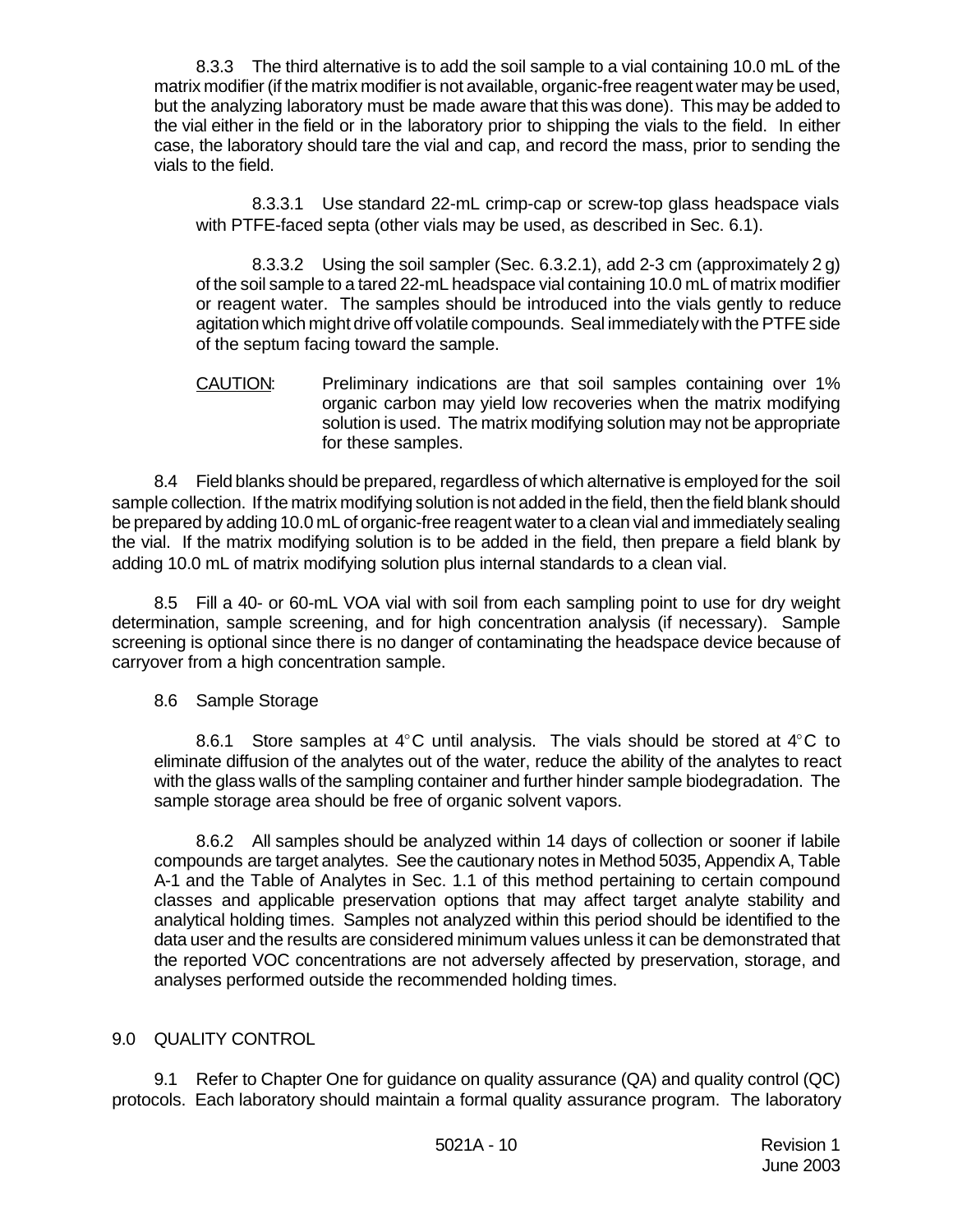8.3.3 The third alternative is to add the soil sample to a vial containing 10.0 mL of the matrix modifier (if the matrix modifier is not available, organic-free reagent water may be used, but the analyzing laboratory must be made aware that this was done). This may be added to the vial either in the field or in the laboratory prior to shipping the vials to the field. In either case, the laboratory should tare the vial and cap, and record the mass, prior to sending the vials to the field.

8.3.3.1 Use standard 22-mL crimp-cap or screw-top glass headspace vials with PTFE-faced septa (other vials may be used, as described in Sec. 6.1).

8.3.3.2 Using the soil sampler (Sec. 6.3.2.1), add 2-3 cm (approximately 2 g) of the soil sample to a tared 22-mL headspace vial containing 10.0 mL of matrix modifier or reagent water. The samples should be introduced into the vials gently to reduce agitation which might drive off volatile compounds. Seal immediately with the PTFE side of the septum facing toward the sample.

CAUTION: Preliminary indications are that soil samples containing over 1% organic carbon may yield low recoveries when the matrix modifying solution is used. The matrix modifying solution may not be appropriate for these samples.

8.4 Field blanks should be prepared, regardless of which alternative is employed for the soil sample collection. If the matrix modifying solution is not added in the field, then the field blank should be prepared by adding 10.0 mL of organic-free reagent water to a clean vial and immediately sealing the vial. If the matrix modifying solution is to be added in the field, then prepare a field blank by adding 10.0 mL of matrix modifying solution plus internal standards to a clean vial.

8.5 Fill a 40- or 60-mL VOA vial with soil from each sampling point to use for dry weight determination, sample screening, and for high concentration analysis (if necessary). Sample screening is optional since there is no danger of contaminating the headspace device because of carryover from a high concentration sample.

8.6 Sample Storage

8.6.1 Store samples at 4°C until analysis. The vials should be stored at 4°C to eliminate diffusion of the analytes out of the water, reduce the ability of the analytes to react with the glass walls of the sampling container and further hinder sample biodegradation. The sample storage area should be free of organic solvent vapors.

8.6.2 All samples should be analyzed within 14 days of collection or sooner if labile compounds are target analytes. See the cautionary notes in Method 5035, Appendix A, Table A-1 and the Table of Analytes in Sec. 1.1 of this method pertaining to certain compound classes and applicable preservation options that may affect target analyte stability and analytical holding times. Samples not analyzed within this period should be identified to the data user and the results are considered minimum values unless it can be demonstrated that the reported VOC concentrations are not adversely affected by preservation, storage, and analyses performed outside the recommended holding times.

## 9.0 QUALITY CONTROL

9.1 Refer to Chapter One for guidance on quality assurance (QA) and quality control (QC) protocols. Each laboratory should maintain a formal quality assurance program. The laboratory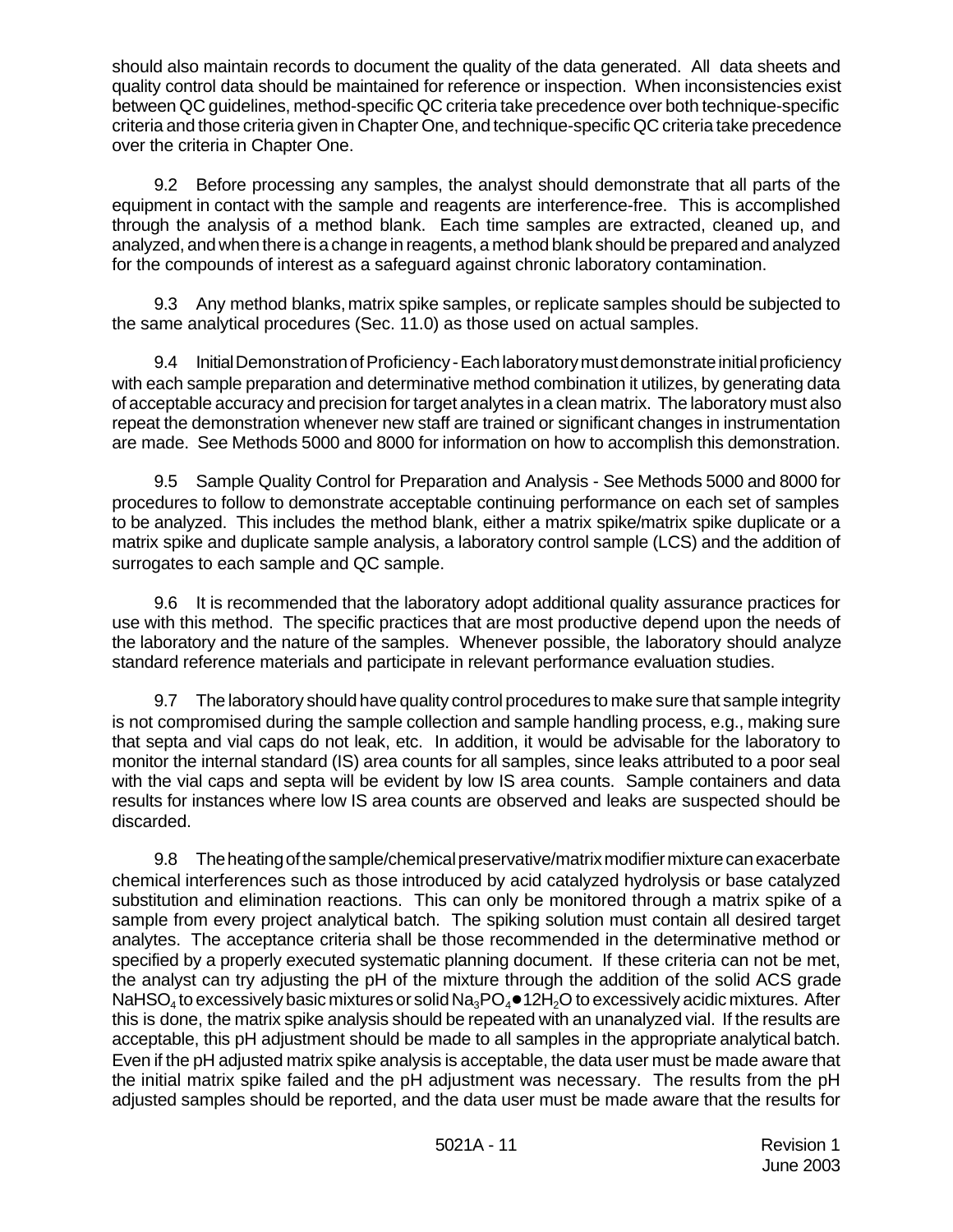should also maintain records to document the quality of the data generated. All data sheets and quality control data should be maintained for reference or inspection. When inconsistencies exist between QC guidelines, method-specific QC criteria take precedence over both technique-specific criteria and those criteria given in Chapter One, and technique-specific QC criteria take precedence over the criteria in Chapter One.

9.2 Before processing any samples, the analyst should demonstrate that all parts of the equipment in contact with the sample and reagents are interference-free. This is accomplished through the analysis of a method blank. Each time samples are extracted, cleaned up, and analyzed, and when there is a change in reagents, a method blank should be prepared and analyzed for the compounds of interest as a safeguard against chronic laboratory contamination.

9.3 Any method blanks, matrix spike samples, or replicate samples should be subjected to the same analytical procedures (Sec. 11.0) as those used on actual samples.

9.4 Initial Demonstration of Proficiency - Each laboratory must demonstrate initial proficiency with each sample preparation and determinative method combination it utilizes, by generating data of acceptable accuracy and precision for target analytes in a clean matrix. The laboratory must also repeat the demonstration whenever new staff are trained or significant changes in instrumentation are made. See Methods 5000 and 8000 for information on how to accomplish this demonstration.

9.5 Sample Quality Control for Preparation and Analysis - See Methods 5000 and 8000 for procedures to follow to demonstrate acceptable continuing performance on each set of samples to be analyzed. This includes the method blank, either a matrix spike/matrix spike duplicate or a matrix spike and duplicate sample analysis, a laboratory control sample (LCS) and the addition of surrogates to each sample and QC sample.

9.6 It is recommended that the laboratory adopt additional quality assurance practices for use with this method. The specific practices that are most productive depend upon the needs of the laboratory and the nature of the samples. Whenever possible, the laboratory should analyze standard reference materials and participate in relevant performance evaluation studies.

9.7 The laboratory should have quality control procedures to make sure that sample integrity is not compromised during the sample collection and sample handling process, e.g., making sure that septa and vial caps do not leak, etc. In addition, it would be advisable for the laboratory to monitor the internal standard (IS) area counts for all samples, since leaks attributed to a poor seal with the vial caps and septa will be evident by low IS area counts. Sample containers and data results for instances where low IS area counts are observed and leaks are suspected should be discarded.

9.8 The heating of the sample/chemical preservative/matrix modifier mixture can exacerbate chemical interferences such as those introduced by acid catalyzed hydrolysis or base catalyzed substitution and elimination reactions. This can only be monitored through a matrix spike of a sample from every project analytical batch. The spiking solution must contain all desired target analytes. The acceptance criteria shall be those recommended in the determinative method or specified by a properly executed systematic planning document. If these criteria can not be met, the analyst can try adjusting the pH of the mixture through the addition of the solid ACS grade $NaHSO_4$ to excessively basic mixtures or solid $Na_3PO_4 \bullet 12H_2O$ to excessively acidic mixtures. After this is done, the matrix spike analysis should be repeated with an unanalyzed vial. If the results are acceptable, this pH adjustment should be made to all samples in the appropriate analytical batch. Even if the pH adjusted matrix spike analysis is acceptable, the data user must be made aware that the initial matrix spike failed and the pH adjustment was necessary. The results from the pH adjusted samples should be reported, and the data user must be made aware that the results for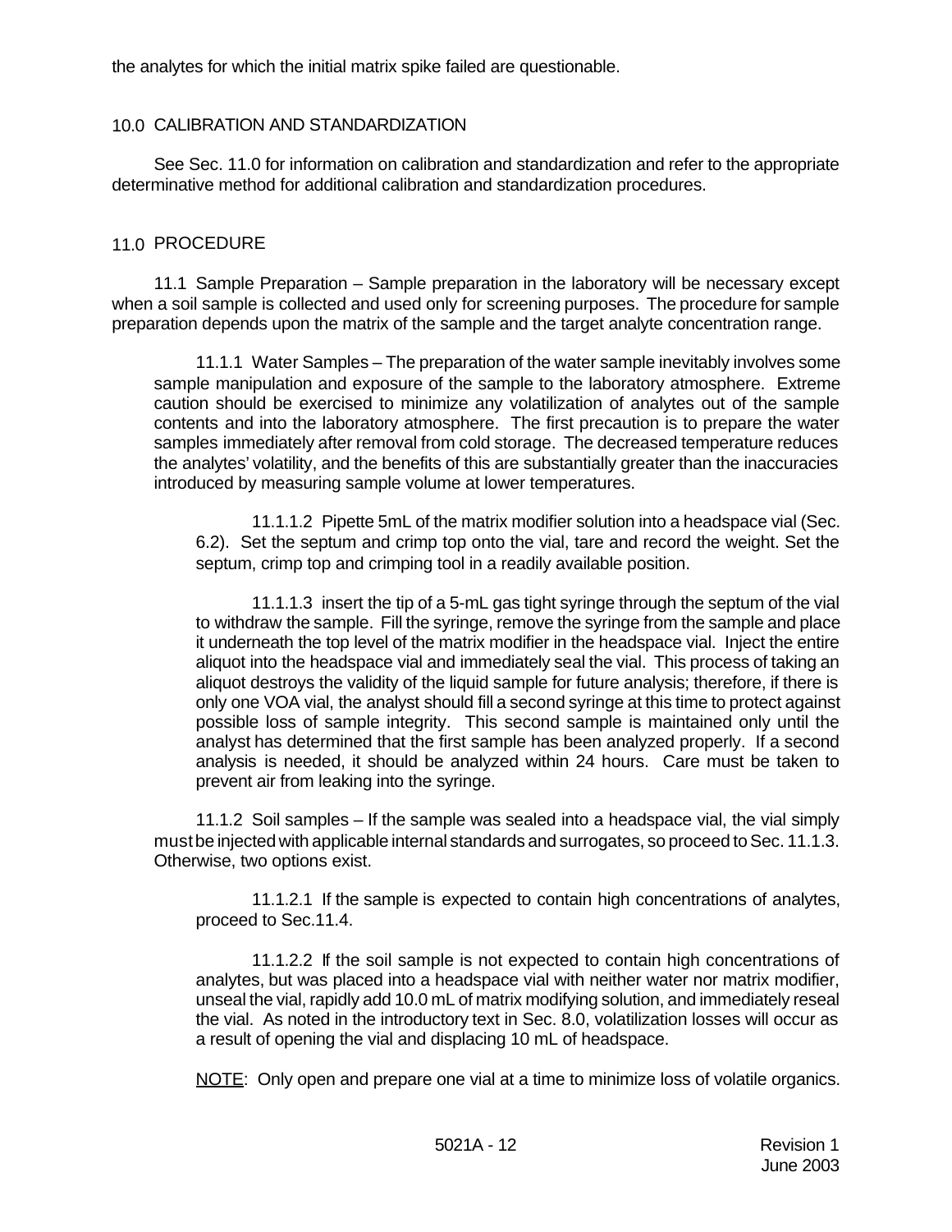the analytes for which the initial matrix spike failed are questionable.

## 10.0 CALIBRATION AND STANDARDIZATION

See Sec. 11.0 for information on calibration and standardization and refer to the appropriate determinative method for additional calibration and standardization procedures.

## 11.0 PROCEDURE

11.1 Sample Preparation – Sample preparation in the laboratory will be necessary except when a soil sample is collected and used only for screening purposes. The procedure for sample preparation depends upon the matrix of the sample and the target analyte concentration range.

11.1.1 Water Samples – The preparation of the water sample inevitably involves some sample manipulation and exposure of the sample to the laboratory atmosphere. Extreme caution should be exercised to minimize any volatilization of analytes out of the sample contents and into the laboratory atmosphere. The first precaution is to prepare the water samples immediately after removal from cold storage. The decreased temperature reduces the analytes' volatility, and the benefits of this are substantially greater than the inaccuracies introduced by measuring sample volume at lower temperatures.

11.1.1.2 Pipette 5mL of the matrix modifier solution into a headspace vial (Sec. 6.2). Set the septum and crimp top onto the vial, tare and record the weight. Set the septum, crimp top and crimping tool in a readily available position.

11.1.1.3 insert the tip of a 5-mL gas tight syringe through the septum of the vial to withdraw the sample. Fill the syringe, remove the syringe from the sample and place it underneath the top level of the matrix modifier in the headspace vial. Inject the entire aliquot into the headspace vial and immediately seal the vial. This process of taking an aliquot destroys the validity of the liquid sample for future analysis; therefore, if there is only one VOA vial, the analyst should fill a second syringe at this time to protect against possible loss of sample integrity. This second sample is maintained only until the analyst has determined that the first sample has been analyzed properly. If a second analysis is needed, it should be analyzed within 24 hours. Care must be taken to prevent air from leaking into the syringe.

11.1.2 Soil samples – If the sample was sealed into a headspace vial, the vial simply must be injected with applicable internal standards and surrogates, so proceed to Sec. 11.1.3. Otherwise, two options exist.

11.1.2.1 If the sample is expected to contain high concentrations of analytes, proceed to Sec.11.4.

11.1.2.2 If the soil sample is not expected to contain high concentrations of analytes, but was placed into a headspace vial with neither water nor matrix modifier, unseal the vial, rapidly add 10.0 mL of matrix modifying solution, and immediately reseal the vial. As noted in the introductory text in Sec. 8.0, volatilization losses will occur as a result of opening the vial and displacing 10 mL of headspace.

NOTE: Only open and prepare one vial at a time to minimize loss of volatile organics.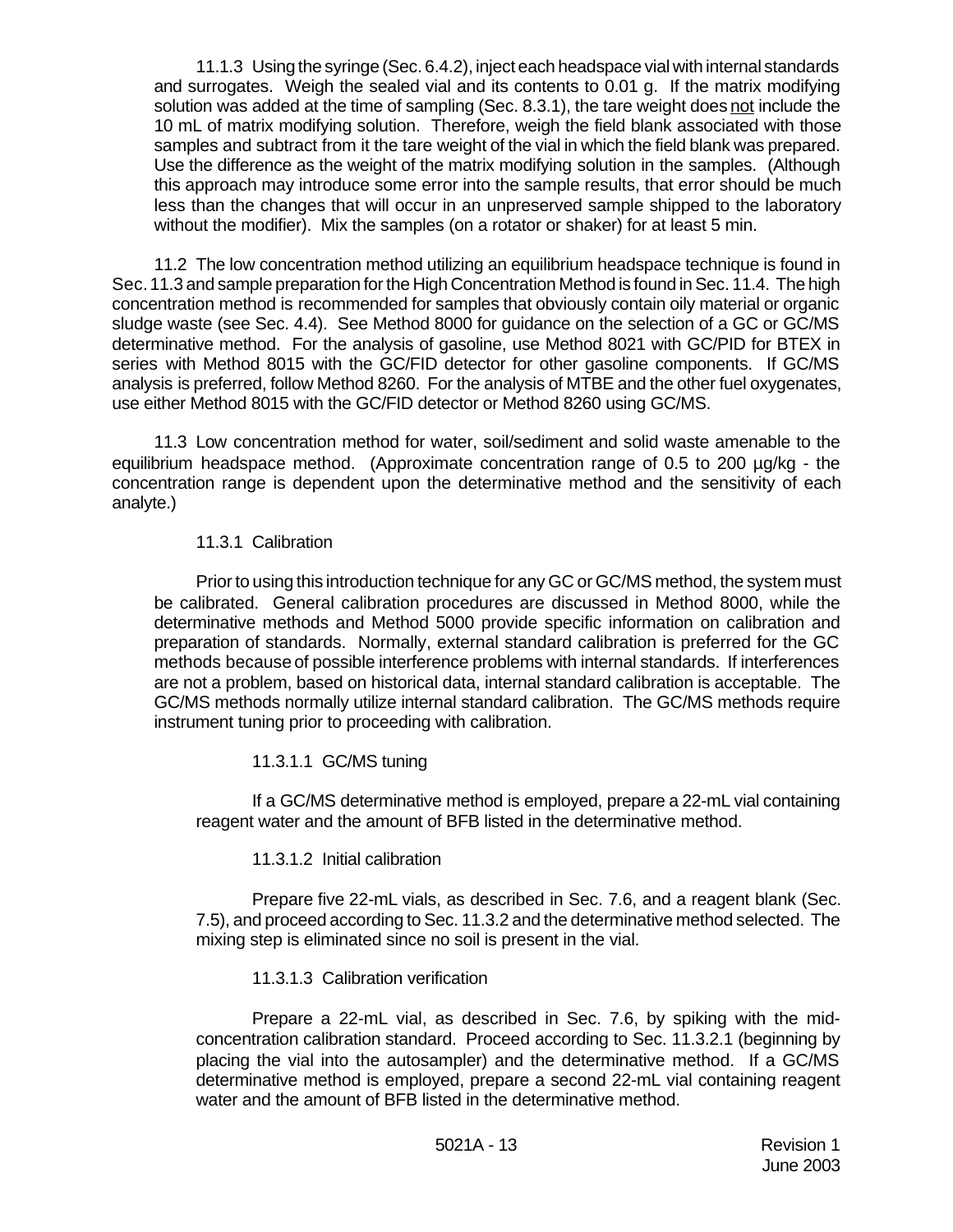11.1.3 Using the syringe (Sec. 6.4.2), inject each headspace vial with internal standards and surrogates. Weigh the sealed vial and its contents to 0.01 g. If the matrix modifying solution was added at the time of sampling (Sec. 8.3.1), the tare weight does not include the 10 mL of matrix modifying solution. Therefore, weigh the field blank associated with those samples and subtract from it the tare weight of the vial in which the field blank was prepared. Use the difference as the weight of the matrix modifying solution in the samples. (Although this approach may introduce some error into the sample results, that error should be much less than the changes that will occur in an unpreserved sample shipped to the laboratory without the modifier). Mix the samples (on a rotator or shaker) for at least 5 min.

11.2 The low concentration method utilizing an equilibrium headspace technique is found in Sec. 11.3 and sample preparation for the High Concentration Method is found in Sec. 11.4. The high concentration method is recommended for samples that obviously contain oily material or organic sludge waste (see Sec. 4.4). See Method 8000 for guidance on the selection of a GC or GC/MS determinative method. For the analysis of gasoline, use Method 8021 with GC/PID for BTEX in series with Method 8015 with the GC/FID detector for other gasoline components. If GC/MS analysis is preferred, follow Method 8260. For the analysis of MTBE and the other fuel oxygenates, use either Method 8015 with the GC/FID detector or Method 8260 using GC/MS.

11.3 Low concentration method for water, soil/sediment and solid waste amenable to the equilibrium headspace method. (Approximate concentration range of 0.5 to 200 µg/kg - the concentration range is dependent upon the determinative method and the sensitivity of each analyte.)

11.3.1 Calibration

Prior to using this introduction technique for any GC or GC/MS method, the system must be calibrated. General calibration procedures are discussed in Method 8000, while the determinative methods and Method 5000 provide specific information on calibration and preparation of standards. Normally, external standard calibration is preferred for the GC methods because of possible interference problems with internal standards. If interferences are not a problem, based on historical data, internal standard calibration is acceptable. The GC/MS methods normally utilize internal standard calibration. The GC/MS methods require instrument tuning prior to proceeding with calibration.

11.3.1.1 GC/MS tuning

If a GC/MS determinative method is employed, prepare a 22-mL vial containing reagent water and the amount of BFB listed in the determinative method.

11.3.1.2 Initial calibration

Prepare five 22-mL vials, as described in Sec. 7.6, and a reagent blank (Sec. 7.5), and proceed according to Sec. 11.3.2 and the determinative method selected. The mixing step is eliminated since no soil is present in the vial.

11.3.1.3 Calibration verification

Prepare a 22-mL vial, as described in Sec. 7.6, by spiking with the mid-concentration calibration standard. Proceed according to Sec. 11.3.2.1 (beginning by placing the vial into the autosampler) and the determinative method. If a GC/MS determinative method is employed, prepare a second 22-mL vial containing reagent water and the amount of BFB listed in the determinative method.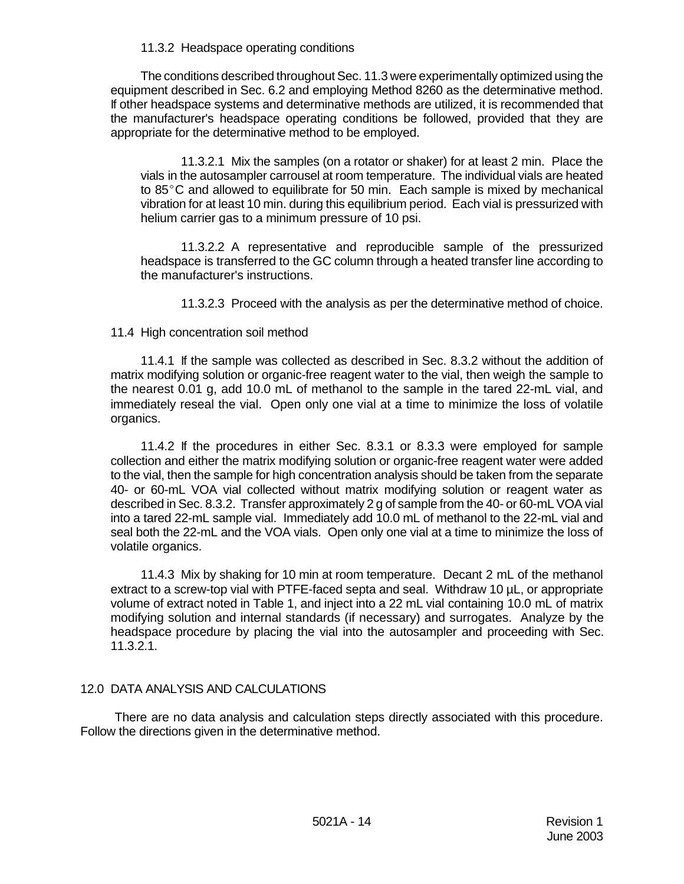11.3.2 Headspace operating conditions

The conditions described throughout Sec. 11.3 were experimentally optimized using the equipment described in Sec. 6.2 and employing Method 8260 as the determinative method. If other headspace systems and determinative methods are utilized, it is recommended that the manufacturer's headspace operating conditions be followed, provided that they are appropriate for the determinative method to be employed.

11.3.2.1 Mix the samples (on a rotator or shaker) for at least 2 min. Place the vials in the autosampler carrousel at room temperature. The individual vials are heated to 85°C and allowed to equilibrate for 50 min. Each sample is mixed by mechanical vibration for at least 10 min. during this equilibrium period. Each vial is pressurized with helium carrier gas to a minimum pressure of 10 psi.

11.3.2.2 A representative and reproducible sample of the pressurized headspace is transferred to the GC column through a heated transfer line according to the manufacturer's instructions.

11.3.2.3 Proceed with the analysis as per the determinative method of choice.

11.4 High concentration soil method

11.4.1 If the sample was collected as described in Sec. 8.3.2 without the addition of matrix modifying solution or organic-free reagent water to the vial, then weigh the sample to the nearest 0.01 g, add 10.0 mL of methanol to the sample in the tared 22-mL vial, and immediately reseal the vial. Open only one vial at a time to minimize the loss of volatile organics.

11.4.2 If the procedures in either Sec. 8.3.1 or 8.3.3 were employed for sample collection and either the matrix modifying solution or organic-free reagent water were added to the vial, then the sample for high concentration analysis should be taken from the separate 40- or 60-mL VOA vial collected without matrix modifying solution or reagent water as described in Sec. 8.3.2. Transfer approximately 2 g of sample from the 40- or 60-mL VOA vial into a tared 22-mL sample vial. Immediately add 10.0 mL of methanol to the 22-mL vial and seal both the 22-mL and the VOA vials. Open only one vial at a time to minimize the loss of volatile organics.

11.4.3 Mix by shaking for 10 min at room temperature. Decant 2 mL of the methanol extract to a screw-top vial with PTFE-faced septa and seal. Withdraw 10 µL, or appropriate volume of extract noted in Table 1, and inject into a 22 mL vial containing 10.0 mL of matrix modifying solution and internal standards (if necessary) and surrogates. Analyze by the headspace procedure by placing the vial into the autosampler and proceeding with Sec. 11.3.2.1.

## 12.0 DATA ANALYSIS AND CALCULATIONS

There are no data analysis and calculation steps directly associated with this procedure. Follow the directions given in the determinative method.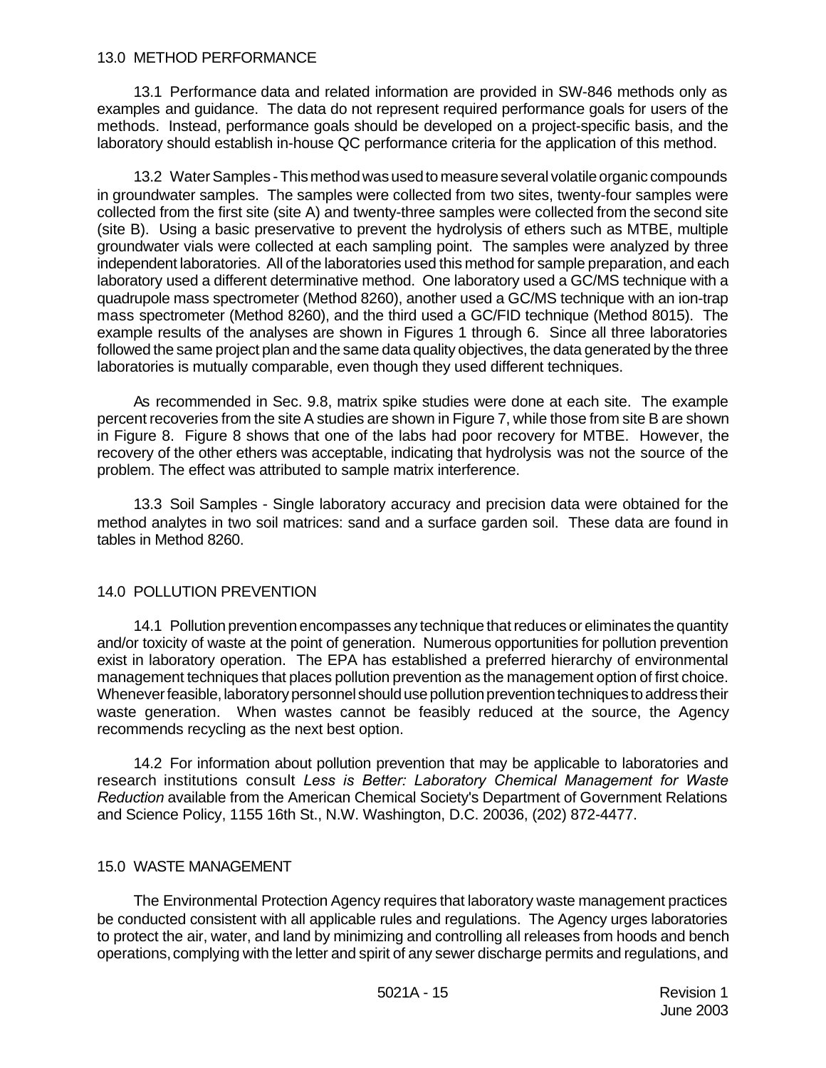## 13.0 METHOD PERFORMANCE

13.1 Performance data and related information are provided in SW-846 methods only as examples and guidance. The data do not represent required performance goals for users of the methods. Instead, performance goals should be developed on a project-specific basis, and the laboratory should establish in-house QC performance criteria for the application of this method.

13.2 Water Samples - This method was used to measure several volatile organic compounds in groundwater samples. The samples were collected from two sites, twenty-four samples were collected from the first site (site A) and twenty-three samples were collected from the second site (site B). Using a basic preservative to prevent the hydrolysis of ethers such as MTBE, multiple groundwater vials were collected at each sampling point. The samples were analyzed by three independent laboratories. All of the laboratories used this method for sample preparation, and each laboratory used a different determinative method. One laboratory used a GC/MS technique with a quadrupole mass spectrometer (Method 8260), another used a GC/MS technique with an ion-trap mass spectrometer (Method 8260), and the third used a GC/FID technique (Method 8015). The example results of the analyses are shown in Figures 1 through 6. Since all three laboratories followed the same project plan and the same data quality objectives, the data generated by the three laboratories is mutually comparable, even though they used different techniques.

As recommended in Sec. 9.8, matrix spike studies were done at each site. The example percent recoveries from the site A studies are shown in Figure 7, while those from site B are shown in Figure 8. Figure 8 shows that one of the labs had poor recovery for MTBE. However, the recovery of the other ethers was acceptable, indicating that hydrolysis was not the source of the problem. The effect was attributed to sample matrix interference.

13.3 Soil Samples - Single laboratory accuracy and precision data were obtained for the method analytes in two soil matrices: sand and a surface garden soil. These data are found in tables in Method 8260.

## 14.0 POLLUTION PREVENTION

14.1 Pollution prevention encompasses any technique that reduces or eliminates the quantity and/or toxicity of waste at the point of generation. Numerous opportunities for pollution prevention exist in laboratory operation. The EPA has established a preferred hierarchy of environmental management techniques that places pollution prevention as the management option of first choice. Whenever feasible, laboratory personnel should use pollution prevention techniques to address their waste generation. When wastes cannot be feasibly reduced at the source, the Agency recommends recycling as the next best option.

14.2 For information about pollution prevention that may be applicable to laboratories and research institutions consult *Less is Better: Laboratory Chemical Management for Waste Reduction* available from the American Chemical Society's Department of Government Relations and Science Policy, 1155 16th St., N.W. Washington, D.C. 20036, (202) 872-4477.

## 15.0 WASTE MANAGEMENT

The Environmental Protection Agency requires that laboratory waste management practices be conducted consistent with all applicable rules and regulations. The Agency urges laboratories to protect the air, water, and land by minimizing and controlling all releases from hoods and bench operations, complying with the letter and spirit of any sewer discharge permits and regulations, and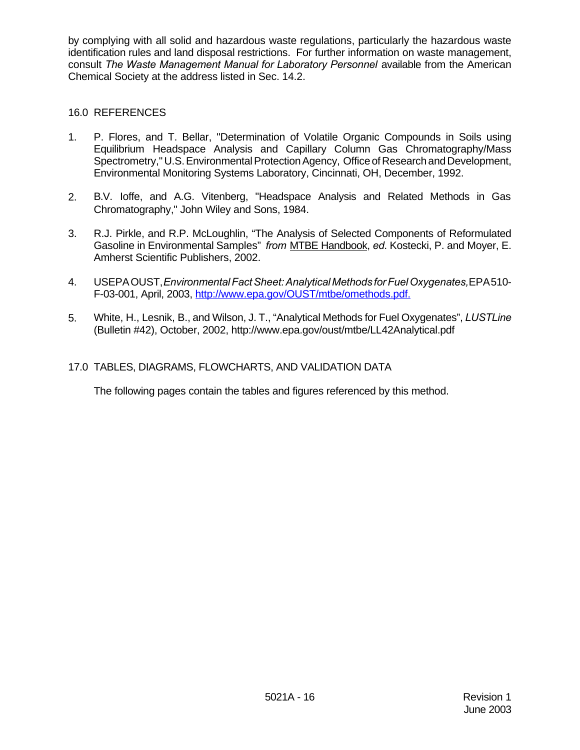by complying with all solid and hazardous waste regulations, particularly the hazardous waste identification rules and land disposal restrictions. For further information on waste management, consult *The Waste Management Manual for Laboratory Personnel* available from the American Chemical Society at the address listed in Sec. 14.2.

## 16.0 REFERENCES

1. P. Flores, and T. Bellar, "Determination of Volatile Organic Compounds in Soils using Equilibrium Headspace Analysis and Capillary Column Gas Chromatography/Mass Spectrometry," U.S. Environmental Protection Agency, Office of Research and Development, Environmental Monitoring Systems Laboratory, Cincinnati, OH, December, 1992.

2. B.V. Ioffe, and A.G. Vitenberg, "Headspace Analysis and Related Methods in Gas Chromatography," John Wiley and Sons, 1984.

3. R.J. Pirkle, and R.P. McLoughlin, "The Analysis of Selected Components of Reformulated Gasoline in Environmental Samples" *from* MTBE Handbook, *ed.* Kostecki, P. and Moyer, E. Amherst Scientific Publishers, 2002.

4. USEPA OUST, *Environmental Fact Sheet: Analytical Methods for Fuel Oxygenates,* EPA 510-F-03-001, April, 2003, http://www.epa.gov/OUST/mtbe/omethods.pdf.

5. White, H., Lesnik, B., and Wilson, J. T., "Analytical Methods for Fuel Oxygenates", *LUSTLine* (Bulletin #42), October, 2002, http://www.epa.gov/oust/mtbe/LL42Analytical.pdf

## 17.0 TABLES, DIAGRAMS, FLOWCHARTS, AND VALIDATION DATA

The following pages contain the tables and figures referenced by this method.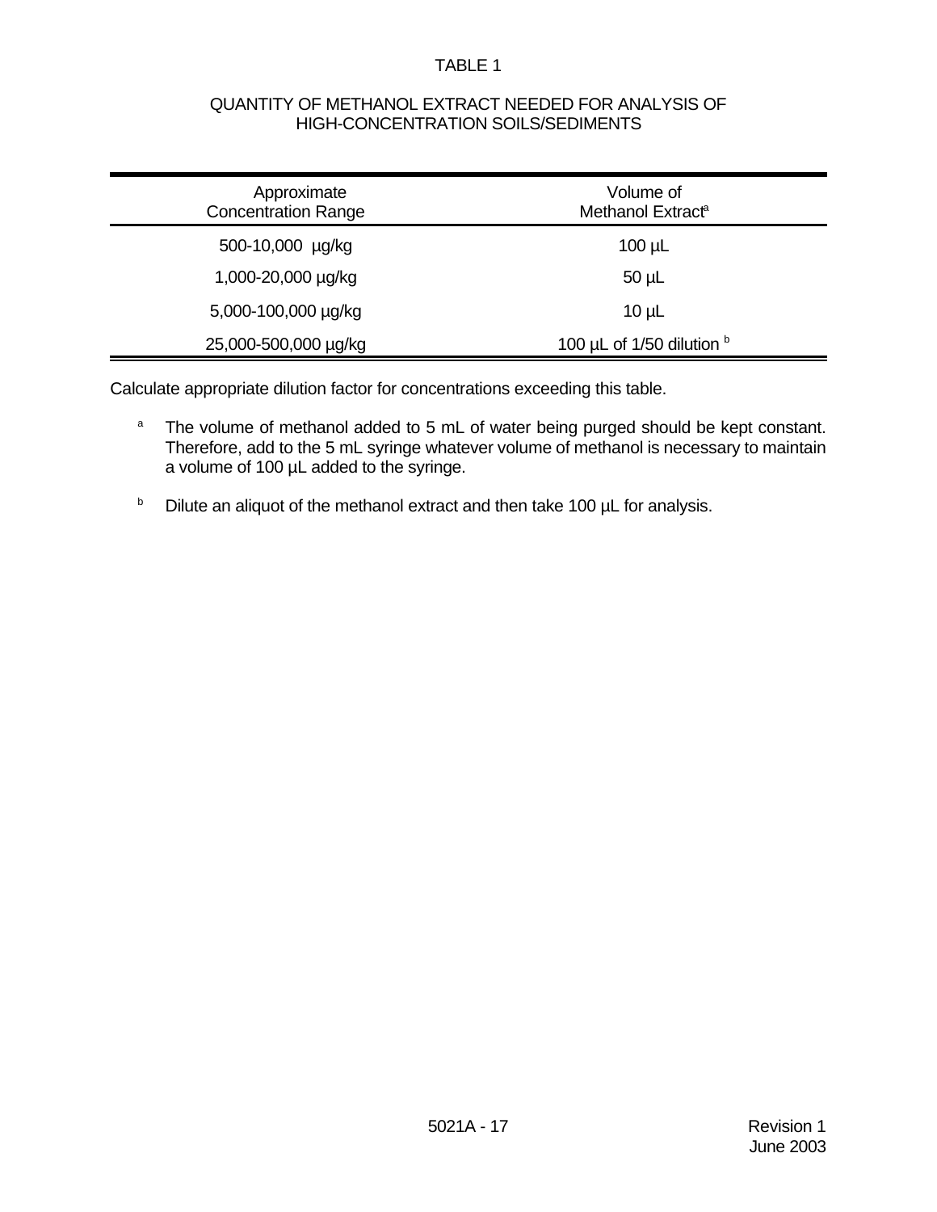# TABLE 1

## QUANTITY OF METHANOL EXTRACT NEEDED FOR ANALYSIS OF HIGH-CONCENTRATION SOILS/SEDIMENTS

| Approximate Concentration Range | Volume of Methanol Extract[a] |
|---|---|
| 500-10,000 µg/kg | 100 µL |
| 1,000-20,000 µg/kg | 50 µL |
| 5,000-100,000 µg/kg | 10 µL |
| 25,000-500,000 µg/kg | 100 µL of 1/50 dilution [b] |

Calculate appropriate dilution factor for concentrations exceeding this table.

[a] The volume of methanol added to 5 mL of water being purged should be kept constant. Therefore, add to the 5 mL syringe whatever volume of methanol is necessary to maintain a volume of 100 µL added to the syringe.

[b] Dilute an aliquot of the methanol extract and then take 100 µL for analysis.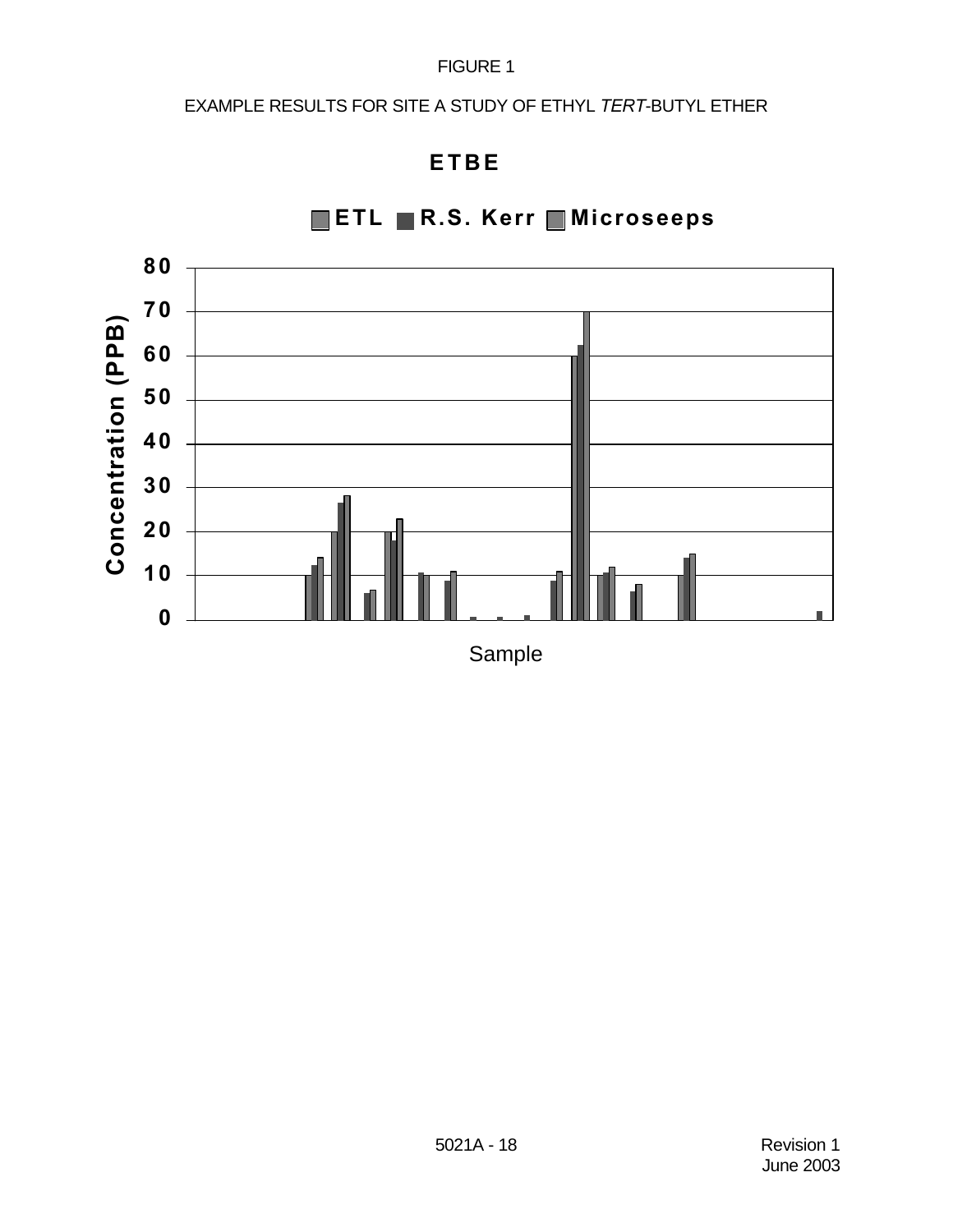FIGURE 1

EXAMPLE RESULTS FOR SITE A STUDY OF ETHYL *TERT*-BUTYL ETHER

**ETBE**

ETL   R.S. Kerr   Microseeps

Concentration (PPB)

80
70
60
50
40
30
20
10
0

Sample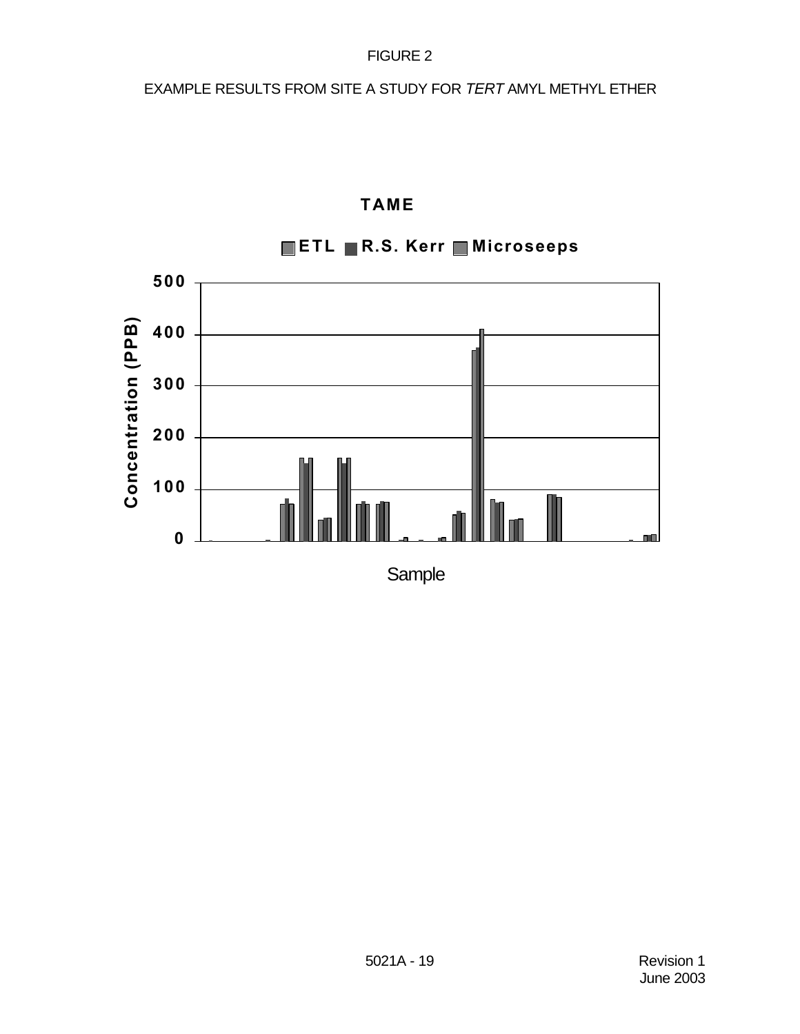FIGURE 2

EXAMPLE RESULTS FROM SITE A STUDY FOR *TERT* AMYL METHYL ETHER

**TAME**

**ETL** **R.S. Kerr** **Microseeps**

**Concentration (PPB)**

**500**
**400**
**300**
**200**
**100**
**0**

Sample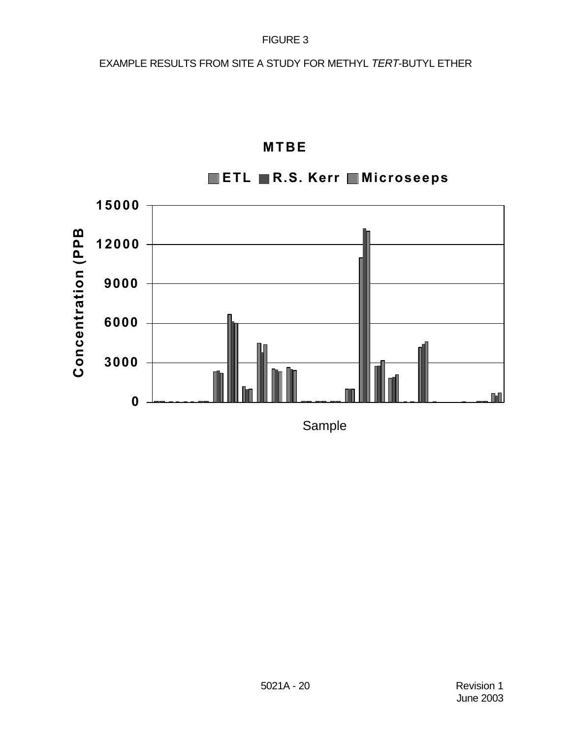FIGURE 3

EXAMPLE RESULTS FROM SITE A STUDY FOR METHYL *TERT*-BUTYL ETHER

**MTBE**

**ETL** **R.S. Kerr** **Microseeps**

**Concentration (PPB**

**15000**
**12000**
**9000**
**6000**
**3000**
**0**

Sample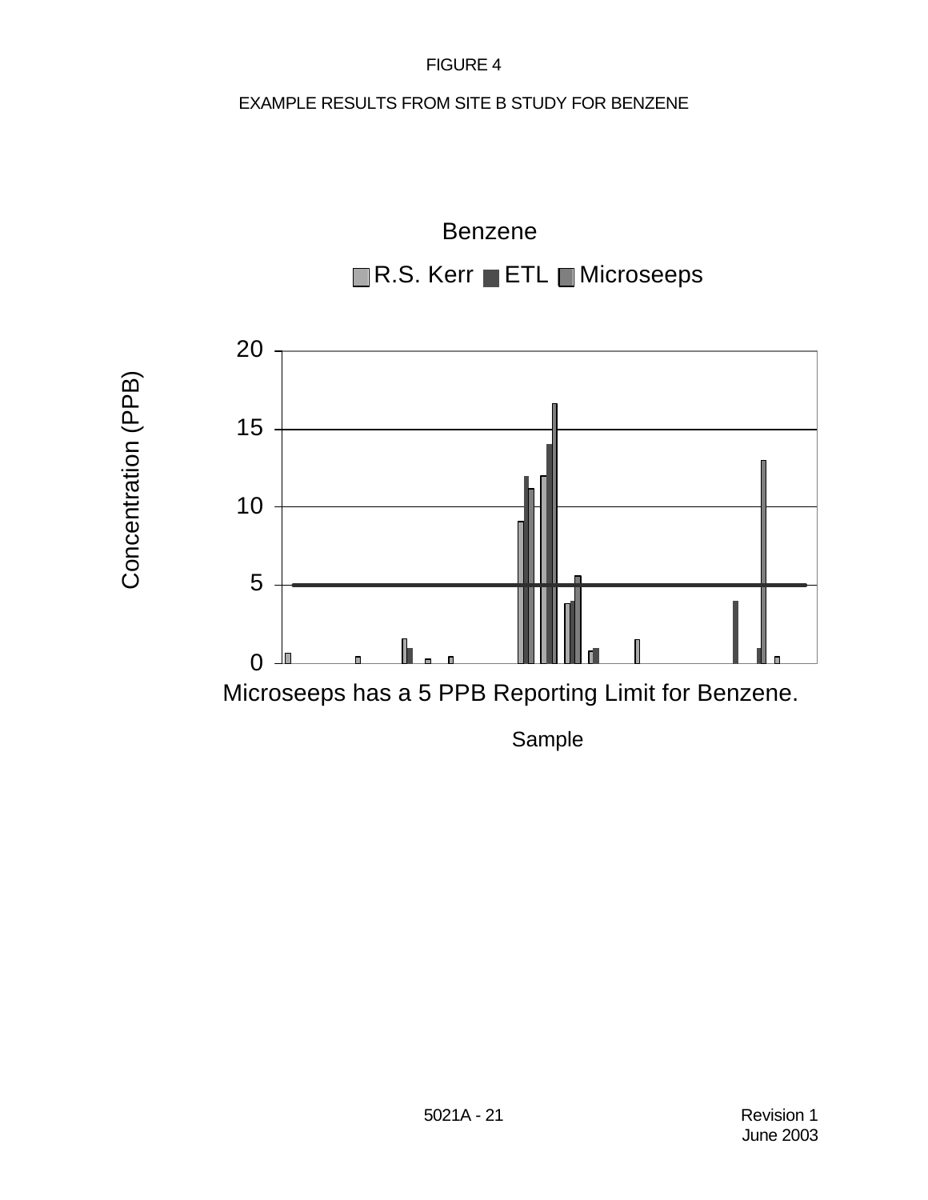FIGURE 4

EXAMPLE RESULTS FROM SITE B STUDY FOR BENZENE

Benzene

R.S. Kerr ETL Microseeps

Concentration (PPB)

Microseeps has a 5 PPB Reporting Limit for Benzene.

Sample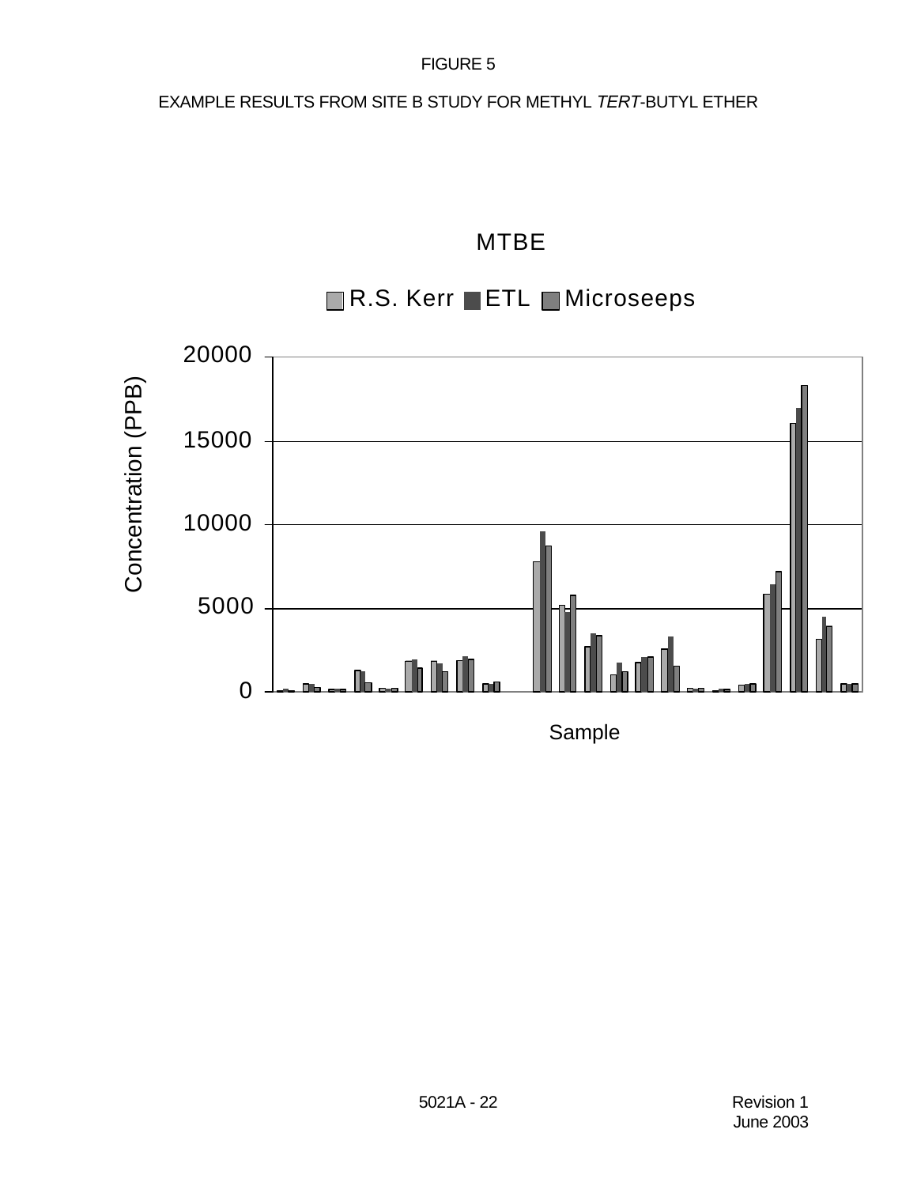FIGURE 5

EXAMPLE RESULTS FROM SITE B STUDY FOR METHYL *TERT*-BUTYL ETHER

MTBE

R.S. Kerr ETL Microseeps

Concentration (PPB)

Sample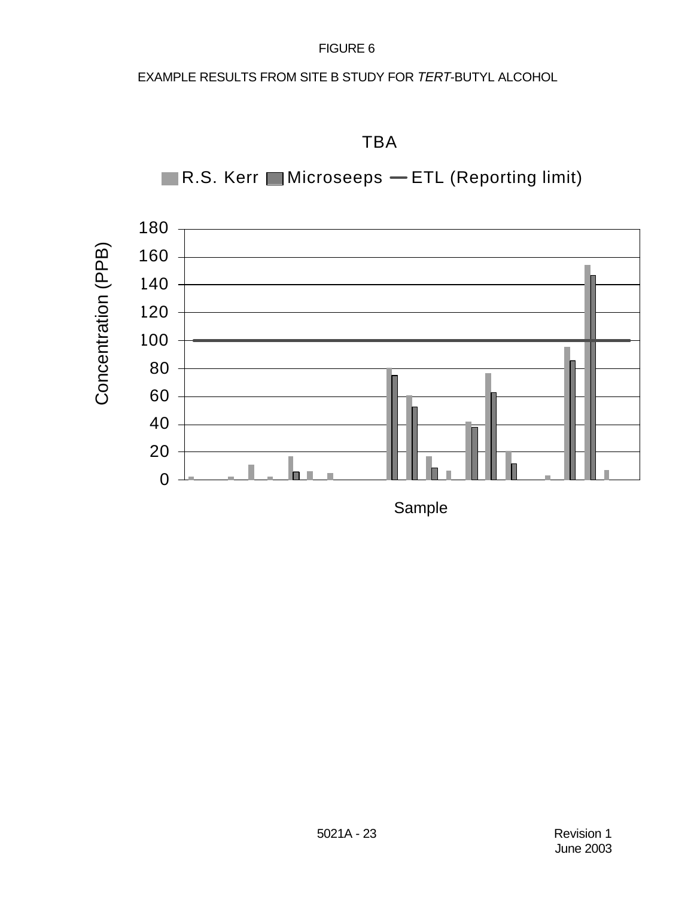FIGURE 6

EXAMPLE RESULTS FROM SITE B STUDY FOR *TERT*-BUTYL ALCOHOL

TBA

R.S. Kerr | Microseeps | ETL (Reporting limit)

Concentration (PPB)

0, 20, 40, 60, 80, 100, 120, 140, 160, 180

Sample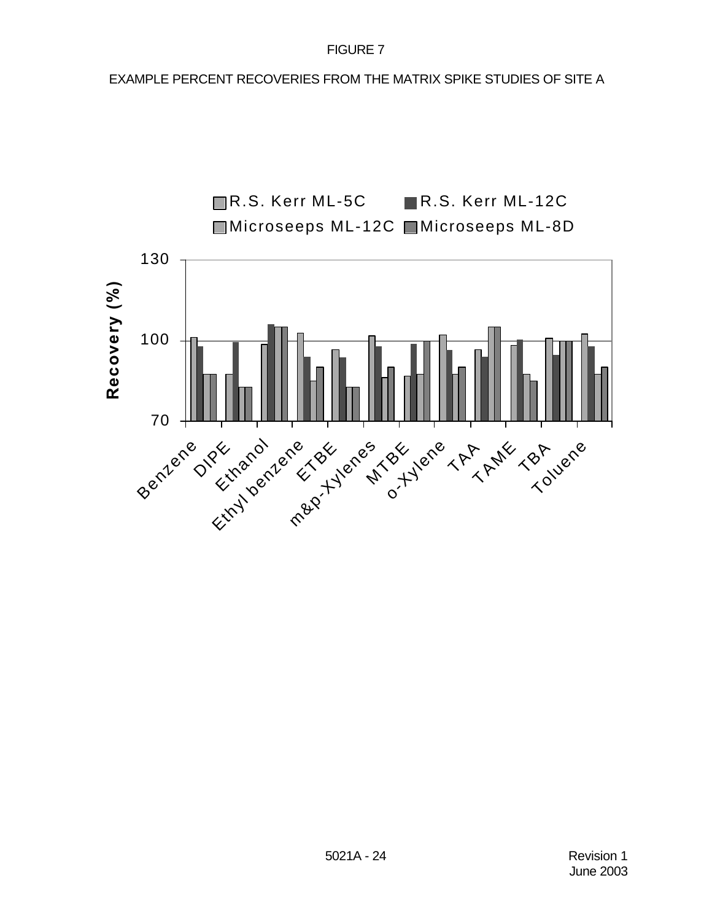FIGURE 7

EXAMPLE PERCENT RECOVERIES FROM THE MATRIX SPIKE STUDIES OF SITE A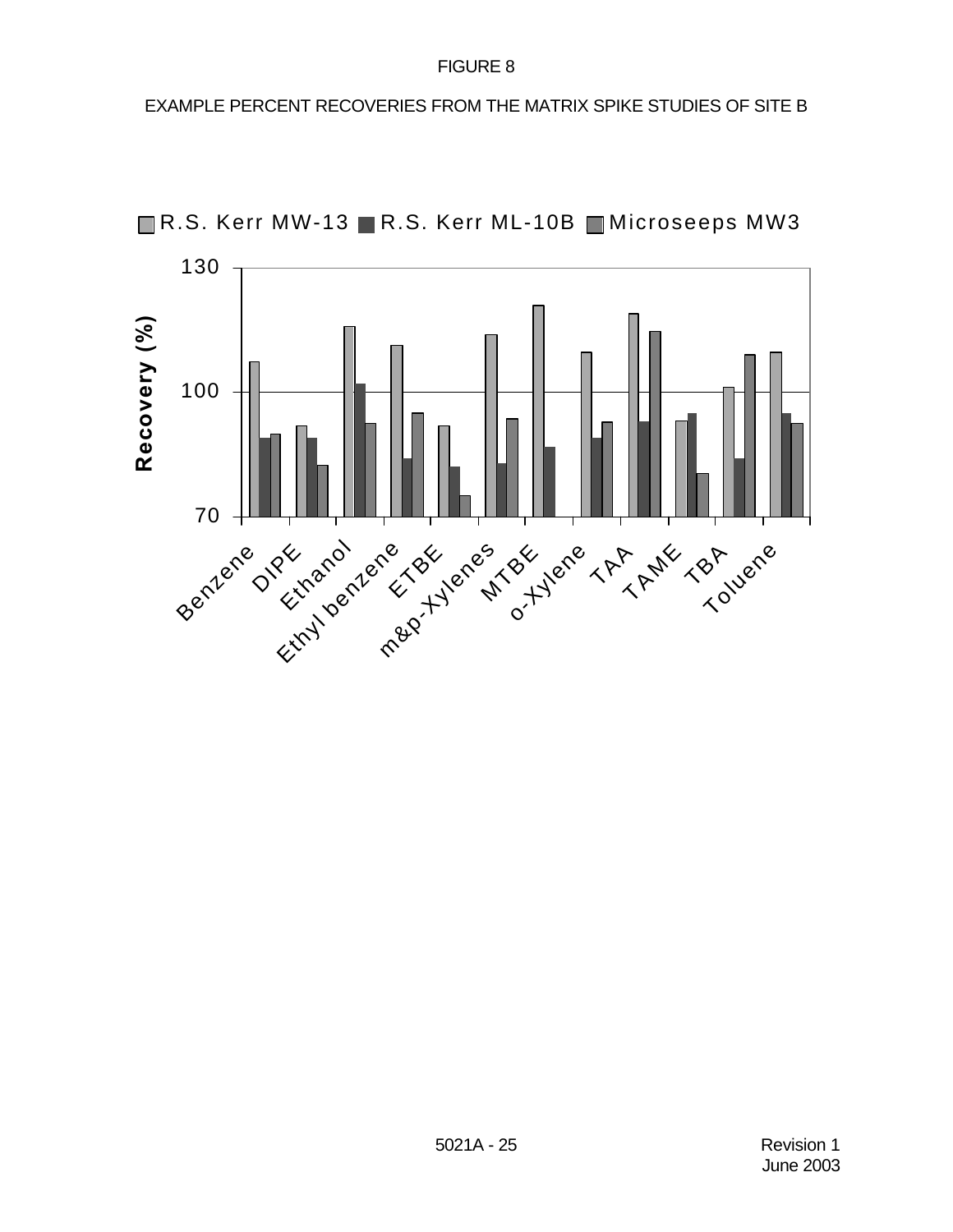FIGURE 8

EXAMPLE PERCENT RECOVERIES FROM THE MATRIX SPIKE STUDIES OF SITE B

R.S. Kerr MW-13
R.S. Kerr ML-10B
Microseeps MW3

Recovery (%)

130
100
70

Benzene
DIPE
Ethanol
Ethyl benzene
ETBE
m&p-Xylenes
MTBE
o-Xylene
TAA
TAME
TBA
Toluene